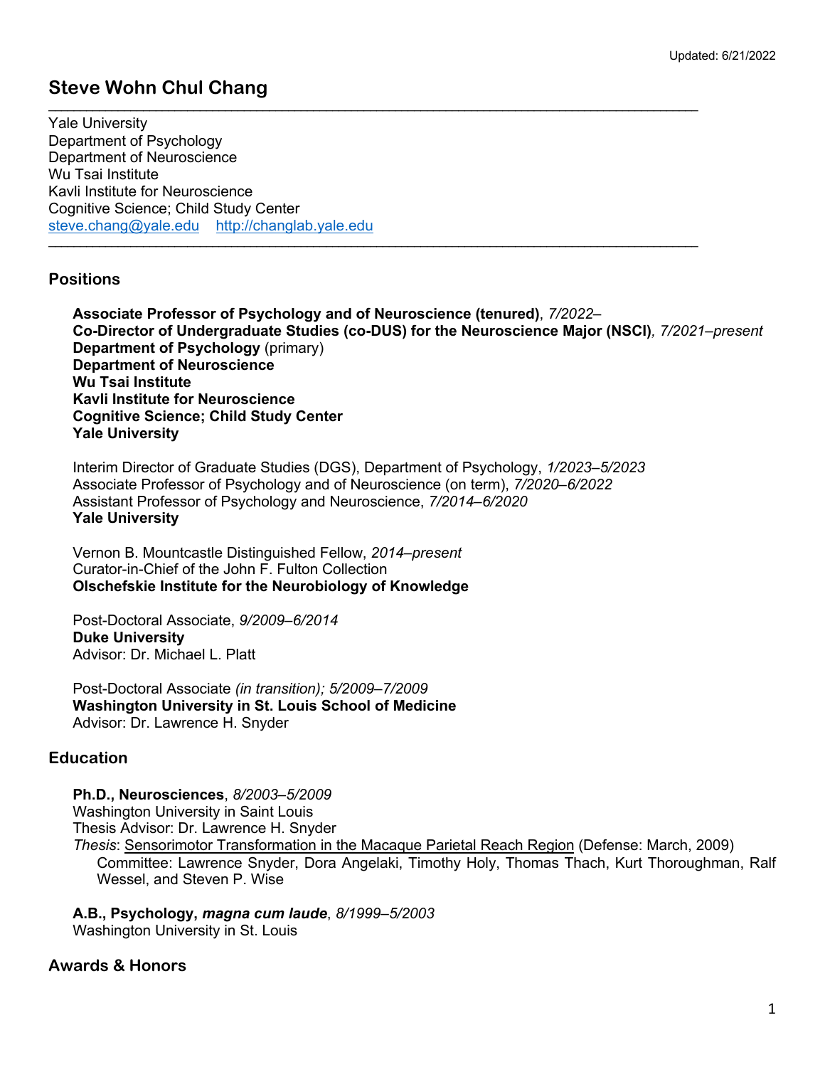Updated: 6/21/2022

# Steve Wohn Chul Chang

---

Yale University
Department of Psychology
Department of Neuroscience
Wu Tsai Institute
Kavli Institute for Neuroscience
Cognitive Science; Child Study Center
steve.chang@yale.edu    http://changlab.yale.edu

---

## Positions

**Associate Professor of Psychology and of Neuroscience (tenured)**, *7/2022–*
**Co-Director of Undergraduate Studies (co-DUS) for the Neuroscience Major (NSCI)***, 7/2021–present*
**Department of Psychology** (primary)
**Department of Neuroscience**
**Wu Tsai Institute**
**Kavli Institute for Neuroscience**
**Cognitive Science; Child Study Center**
**Yale University**

Interim Director of Graduate Studies (DGS), Department of Psychology, *1/2023–5/2023*
Associate Professor of Psychology and of Neuroscience (on term), *7/2020–6/2022*
Assistant Professor of Psychology and Neuroscience, *7/2014–6/2020*
**Yale University**

Vernon B. Mountcastle Distinguished Fellow, *2014–present*
Curator-in-Chief of the John F. Fulton Collection
**Olschefskie Institute for the Neurobiology of Knowledge**

Post-Doctoral Associate, *9/2009–6/2014*
**Duke University**
Advisor: Dr. Michael L. Platt

Post-Doctoral Associate *(in transition); 5/2009–7/2009*
**Washington University in St. Louis School of Medicine**
Advisor: Dr. Lawrence H. Snyder

## Education

**Ph.D., Neurosciences**, *8/2003–5/2009*
Washington University in Saint Louis
Thesis Advisor: Dr. Lawrence H. Snyder
*Thesis*: Sensorimotor Transformation in the Macaque Parietal Reach Region (Defense: March, 2009)
Committee: Lawrence Snyder, Dora Angelaki, Timothy Holy, Thomas Thach, Kurt Thoroughman, Ralf Wessel, and Steven P. Wise

**A.B., Psychology, *magna cum laude***, *8/1999–5/2003*
Washington University in St. Louis

## Awards & Honors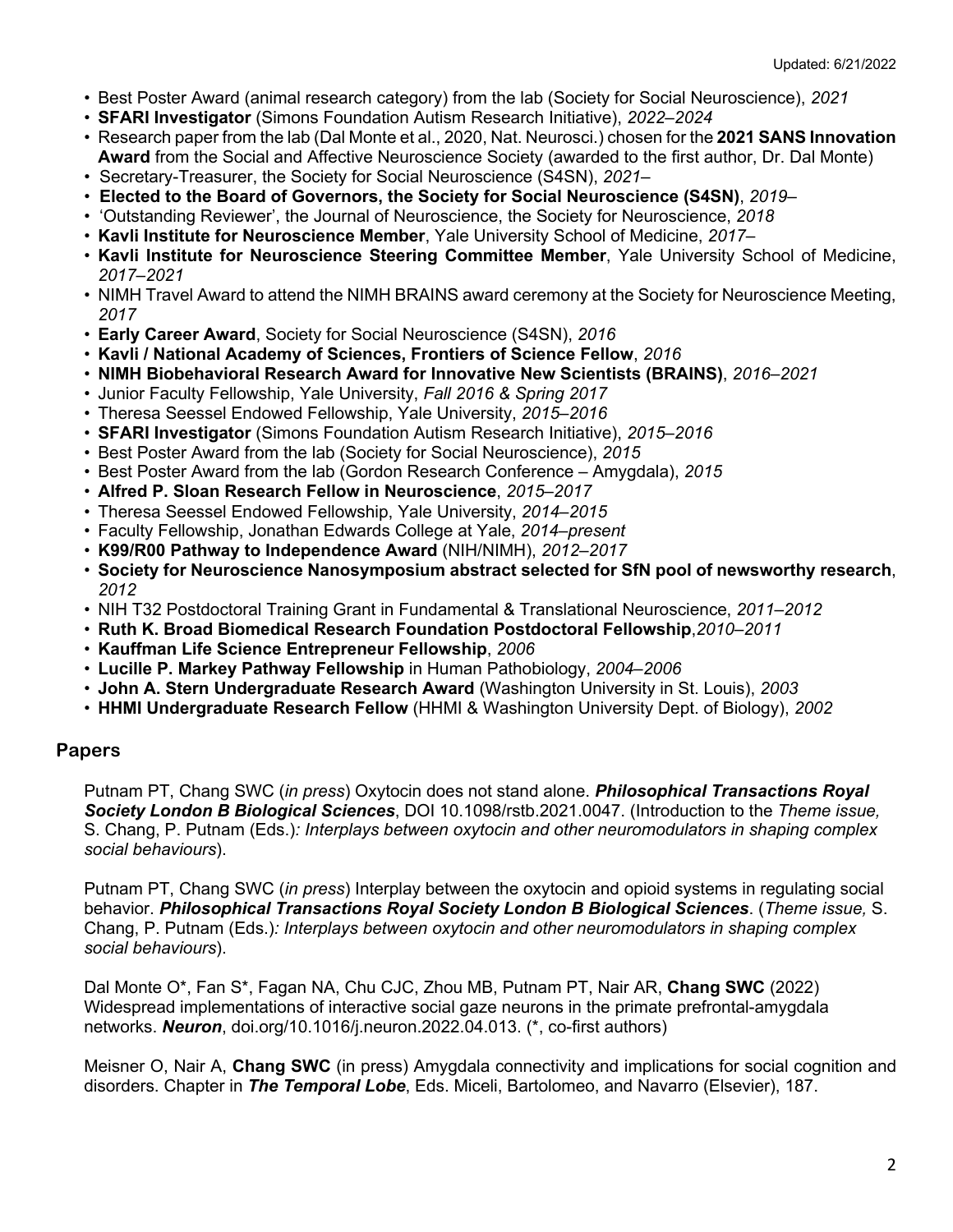- Best Poster Award (animal research category) from the lab (Society for Social Neuroscience), *2021*
- **SFARI Investigator** (Simons Foundation Autism Research Initiative), *2022–2024*
- Research paper from the lab (Dal Monte et al., 2020, Nat. Neurosci.) chosen for the **2021 SANS Innovation Award** from the Social and Affective Neuroscience Society (awarded to the first author, Dr. Dal Monte)
- Secretary-Treasurer, the Society for Social Neuroscience (S4SN), *2021–*
- **Elected to the Board of Governors, the Society for Social Neuroscience (S4SN)**, *2019–*
- 'Outstanding Reviewer', the Journal of Neuroscience, the Society for Neuroscience, *2018*
- **Kavli Institute for Neuroscience Member**, Yale University School of Medicine, *2017–*
- **Kavli Institute for Neuroscience Steering Committee Member**, Yale University School of Medicine, *2017–2021*
- NIMH Travel Award to attend the NIMH BRAINS award ceremony at the Society for Neuroscience Meeting, *2017*
- **Early Career Award**, Society for Social Neuroscience (S4SN), *2016*
- **Kavli / National Academy of Sciences, Frontiers of Science Fellow**, *2016*
- **NIMH Biobehavioral Research Award for Innovative New Scientists (BRAINS)**, *2016–2021*
- Junior Faculty Fellowship, Yale University, *Fall 2016 & Spring 2017*
- Theresa Seessel Endowed Fellowship, Yale University, *2015–2016*
- **SFARI Investigator** (Simons Foundation Autism Research Initiative), *2015–2016*
- Best Poster Award from the lab (Society for Social Neuroscience), *2015*
- Best Poster Award from the lab (Gordon Research Conference – Amygdala), *2015*
- **Alfred P. Sloan Research Fellow in Neuroscience**, *2015–2017*
- Theresa Seessel Endowed Fellowship, Yale University, *2014–2015*
- Faculty Fellowship, Jonathan Edwards College at Yale, *2014–present*
- **K99/R00 Pathway to Independence Award** (NIH/NIMH), *2012–2017*
- **Society for Neuroscience Nanosymposium abstract selected for SfN pool of newsworthy research**, *2012*
- NIH T32 Postdoctoral Training Grant in Fundamental & Translational Neuroscience, *2011–2012*
- **Ruth K. Broad Biomedical Research Foundation Postdoctoral Fellowship**,*2010–2011*
- **Kauffman Life Science Entrepreneur Fellowship**, *2006*
- **Lucille P. Markey Pathway Fellowship** in Human Pathobiology, *2004–2006*
- **John A. Stern Undergraduate Research Award** (Washington University in St. Louis), *2003*
- **HHMI Undergraduate Research Fellow** (HHMI & Washington University Dept. of Biology), *2002*

## Papers

Putnam PT, Chang SWC (*in press*) Oxytocin does not stand alone. ***Philosophical Transactions Royal Society London B Biological Sciences***, DOI 10.1098/rstb.2021.0047. (Introduction to the *Theme issue,* S. Chang, P. Putnam (Eds.)*: Interplays between oxytocin and other neuromodulators in shaping complex social behaviours*).

Putnam PT, Chang SWC (*in press*) Interplay between the oxytocin and opioid systems in regulating social behavior. ***Philosophical Transactions Royal Society London B Biological Sciences***. (*Theme issue,* S. Chang, P. Putnam (Eds.)*: Interplays between oxytocin and other neuromodulators in shaping complex social behaviours*).

Dal Monte O*, Fan S*, Fagan NA, Chu CJC, Zhou MB, Putnam PT, Nair AR, **Chang SWC** (2022) Widespread implementations of interactive social gaze neurons in the primate prefrontal-amygdala networks. ***Neuron***, doi.org/10.1016/j.neuron.2022.04.013. (*, co-first authors)

Meisner O, Nair A, **Chang SWC** (in press) Amygdala connectivity and implications for social cognition and disorders. Chapter in ***The Temporal Lobe***, Eds. Miceli, Bartolomeo, and Navarro (Elsevier), 187.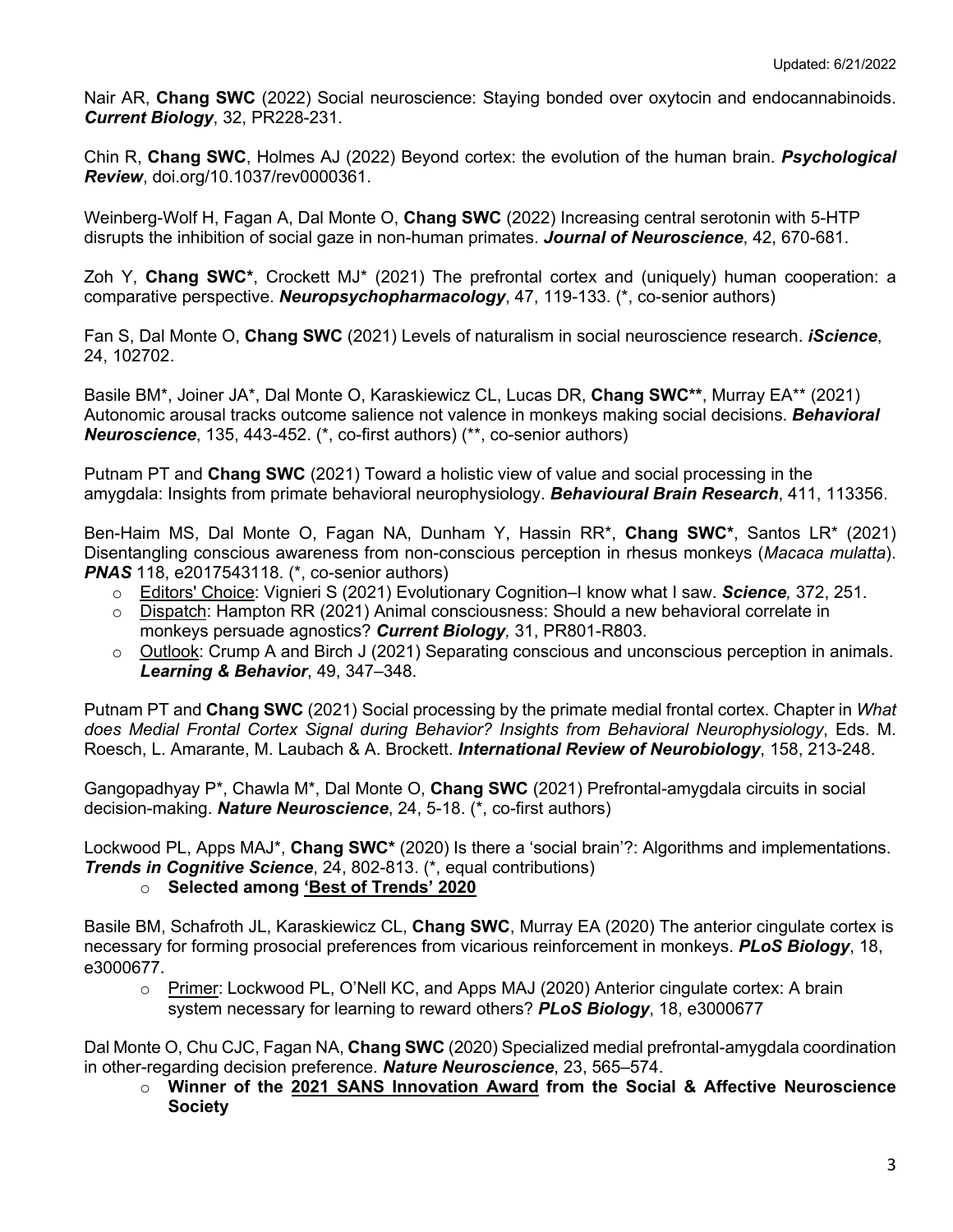Updated: 6/21/2022

Nair AR, **Chang SWC** (2022) Social neuroscience: Staying bonded over oxytocin and endocannabinoids. ***Current Biology***, 32, PR228-231.

Chin R, **Chang SWC**, Holmes AJ (2022) Beyond cortex: the evolution of the human brain. ***Psychological Review***, doi.org/10.1037/rev0000361.

Weinberg-Wolf H, Fagan A, Dal Monte O, **Chang SWC** (2022) Increasing central serotonin with 5-HTP disrupts the inhibition of social gaze in non-human primates. ***Journal of Neuroscience***, 42, 670-681.

Zoh Y, **Chang SWC***, Crockett MJ* (2021) The prefrontal cortex and (uniquely) human cooperation: a comparative perspective. ***Neuropsychopharmacology***, 47, 119-133. (*, co-senior authors)

Fan S, Dal Monte O, **Chang SWC** (2021) Levels of naturalism in social neuroscience research. ***iScience***, 24, 102702.

Basile BM*, Joiner JA*, Dal Monte O, Karaskiewicz CL, Lucas DR, **Chang SWC****, Murray EA** (2021) Autonomic arousal tracks outcome salience not valence in monkeys making social decisions. ***Behavioral Neuroscience***, 135, 443-452. (*, co-first authors) (**, co-senior authors)

Putnam PT and **Chang SWC** (2021) Toward a holistic view of value and social processing in the amygdala: Insights from primate behavioral neurophysiology. ***Behavioural Brain Research***, 411, 113356.

Ben-Haim MS, Dal Monte O, Fagan NA, Dunham Y, Hassin RR*, **Chang SWC***, Santos LR* (2021) Disentangling conscious awareness from non-conscious perception in rhesus monkeys (*Macaca mulatta*). ***PNAS*** 118, e2017543118. (*, co-senior authors)

- Editors' Choice: Vignieri S (2021) Evolutionary Cognition–I know what I saw. ***Science**,* 372, 251.
- Dispatch: Hampton RR (2021) Animal consciousness: Should a new behavioral correlate in monkeys persuade agnostics? ***Current Biology**,* 31, PR801-R803.
- Outlook: Crump A and Birch J (2021) Separating conscious and unconscious perception in animals. ***Learning & Behavior***, 49, 347–348.

Putnam PT and **Chang SWC** (2021) Social processing by the primate medial frontal cortex. Chapter in *What does Medial Frontal Cortex Signal during Behavior? Insights from Behavioral Neurophysiology*, Eds. M. Roesch, L. Amarante, M. Laubach & A. Brockett. ***International Review of Neurobiology***, 158, 213-248.

Gangopadhyay P*, Chawla M*, Dal Monte O, **Chang SWC** (2021) Prefrontal-amygdala circuits in social decision-making. ***Nature Neuroscience***, 24, 5-18. (*, co-first authors)

Lockwood PL, Apps MAJ*, **Chang SWC*** (2020) Is there a 'social brain'?: Algorithms and implementations. ***Trends in Cognitive Science***, 24, 802-813. (*, equal contributions)

- **Selected among 'Best of Trends' 2020**

Basile BM, Schafroth JL, Karaskiewicz CL, **Chang SWC**, Murray EA (2020) The anterior cingulate cortex is necessary for forming prosocial preferences from vicarious reinforcement in monkeys. ***PLoS Biology***, 18, e3000677.

- Primer: Lockwood PL, O'Nell KC, and Apps MAJ (2020) Anterior cingulate cortex: A brain system necessary for learning to reward others? ***PLoS Biology***, 18, e3000677

Dal Monte O, Chu CJC, Fagan NA, **Chang SWC** (2020) Specialized medial prefrontal-amygdala coordination in other-regarding decision preference. ***Nature Neuroscience***, 23, 565–574.

- **Winner of the 2021 SANS Innovation Award from the Social & Affective Neuroscience Society**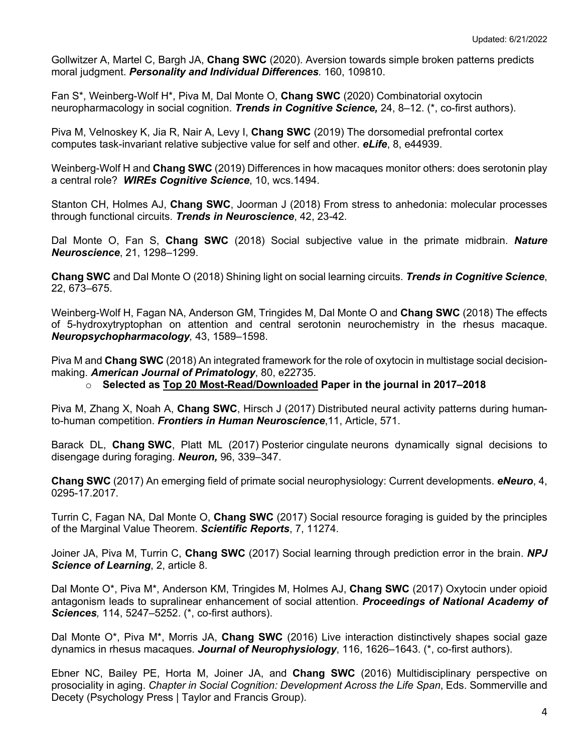Gollwitzer A, Martel C, Bargh JA, **Chang SWC** (2020). Aversion towards simple broken patterns predicts moral judgment. ***Personality and Individual Differences****.* 160, 109810.

Fan S*, Weinberg-Wolf H*, Piva M, Dal Monte O, **Chang SWC** (2020) Combinatorial oxytocin neuropharmacology in social cognition. ***Trends in Cognitive Science,*** 24, 8–12. (*, co-first authors).

Piva M, Velnoskey K, Jia R, Nair A, Levy I, **Chang SWC** (2019) The dorsomedial prefrontal cortex computes task-invariant relative subjective value for self and other. ***eLife***, 8, e44939.

Weinberg-Wolf H and **Chang SWC** (2019) Differences in how macaques monitor others: does serotonin play a central role? ***WIREs Cognitive Science***, 10, wcs.1494.

Stanton CH, Holmes AJ, **Chang SWC**, Joorman J (2018) From stress to anhedonia: molecular processes through functional circuits. ***Trends in Neuroscience***, 42, 23-42.

Dal Monte O, Fan S, **Chang SWC** (2018) Social subjective value in the primate midbrain. ***Nature Neuroscience***, 21, 1298–1299.

**Chang SWC** and Dal Monte O (2018) Shining light on social learning circuits. ***Trends in Cognitive Science***, 22, 673–675.

Weinberg-Wolf H, Fagan NA, Anderson GM, Tringides M, Dal Monte O and **Chang SWC** (2018) The effects of 5-hydroxytryptophan on attention and central serotonin neurochemistry in the rhesus macaque. ***Neuropsychopharmacology,*** 43, 1589–1598.

Piva M and **Chang SWC** (2018) An integrated framework for the role of oxytocin in multistage social decision-making. ***American Journal of Primatology***, 80, e22735.

- **Selected as <u>Top 20 Most-Read/Downloaded</u> Paper in the journal in 2017–2018**

Piva M, Zhang X, Noah A, **Chang SWC**, Hirsch J (2017) Distributed neural activity patterns during human-to-human competition. ***Frontiers in Human Neuroscience***,11, Article, 571.

Barack DL, **Chang SWC**, Platt ML (2017) Posterior cingulate neurons dynamically signal decisions to disengage during foraging. ***Neuron,*** 96, 339–347.

**Chang SWC** (2017) An emerging field of primate social neurophysiology: Current developments. ***eNeuro***, 4, 0295-17.2017*.*

Turrin C, Fagan NA, Dal Monte O, **Chang SWC** (2017) Social resource foraging is guided by the principles of the Marginal Value Theorem. ***Scientific Reports***, 7, 11274.

Joiner JA, Piva M, Turrin C, **Chang SWC** (2017) Social learning through prediction error in the brain. ***NPJ Science of Learning***, 2, article 8.

Dal Monte O*, Piva M*, Anderson KM, Tringides M, Holmes AJ, **Chang SWC** (2017) Oxytocin under opioid antagonism leads to supralinear enhancement of social attention. ***Proceedings of National Academy of Sciences,*** 114, 5247–5252. (*, co-first authors).

Dal Monte O*, Piva M*, Morris JA, **Chang SWC** (2016) Live interaction distinctively shapes social gaze dynamics in rhesus macaques. ***Journal of Neurophysiology***, 116, 1626–1643. (*, co-first authors).

Ebner NC, Bailey PE, Horta M, Joiner JA, and **Chang SWC** (2016) Multidisciplinary perspective on prosociality in aging. *Chapter in Social Cognition: Development Across the Life Span*, Eds. Sommerville and Decety (Psychology Press | Taylor and Francis Group).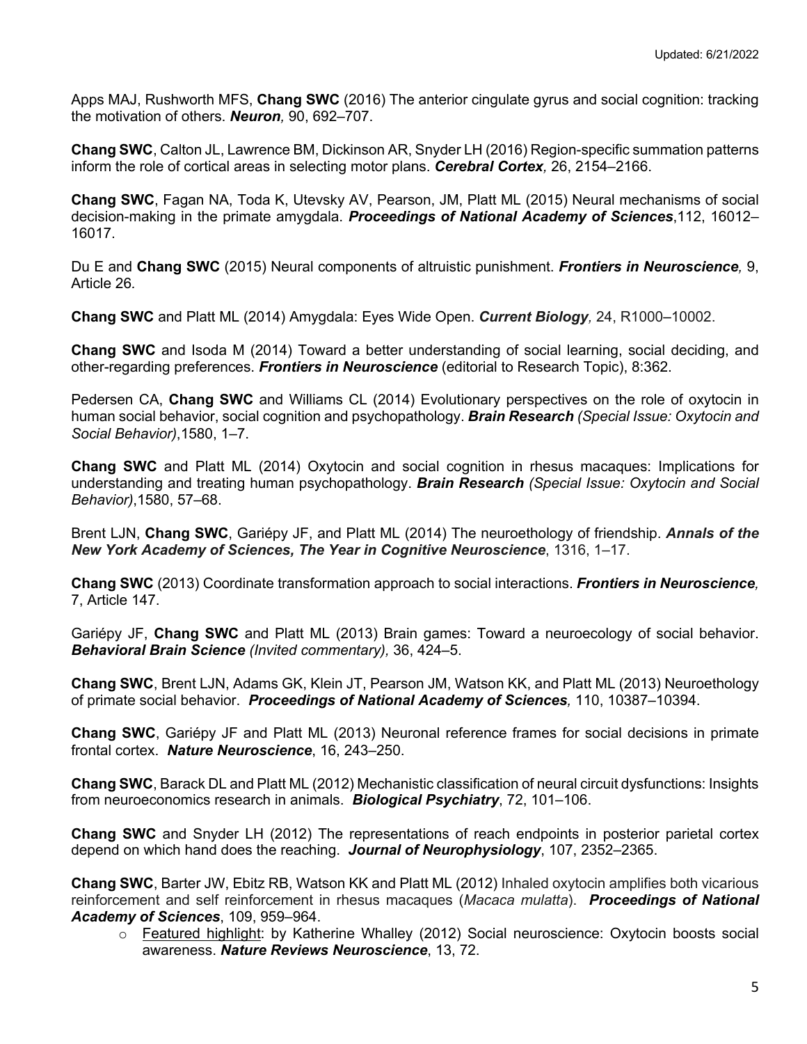Apps MAJ, Rushworth MFS, **Chang SWC** (2016) The anterior cingulate gyrus and social cognition: tracking the motivation of others. ***Neuron,*** 90, 692–707.

**Chang SWC**, Calton JL, Lawrence BM, Dickinson AR, Snyder LH (2016) Region-specific summation patterns inform the role of cortical areas in selecting motor plans. ***Cerebral Cortex,*** 26, 2154–2166.

**Chang SWC**, Fagan NA, Toda K, Utevsky AV, Pearson, JM, Platt ML (2015) Neural mechanisms of social decision-making in the primate amygdala. ***Proceedings of National Academy of Sciences***,112, 16012–16017.

Du E and **Chang SWC** (2015) Neural components of altruistic punishment. ***Frontiers in Neuroscience,*** 9, Article 26*.*

**Chang SWC** and Platt ML (2014) Amygdala: Eyes Wide Open. ***Current Biology,*** 24, R1000–10002.

**Chang SWC** and Isoda M (2014) Toward a better understanding of social learning, social deciding, and other-regarding preferences. ***Frontiers in Neuroscience*** (editorial to Research Topic), 8:362.

Pedersen CA, **Chang SWC** and Williams CL (2014) Evolutionary perspectives on the role of oxytocin in human social behavior, social cognition and psychopathology. ***Brain Research*** *(Special Issue: Oxytocin and Social Behavior)*,1580, 1–7.

**Chang SWC** and Platt ML (2014) Oxytocin and social cognition in rhesus macaques: Implications for understanding and treating human psychopathology. ***Brain Research*** *(Special Issue: Oxytocin and Social Behavior)*,1580, 57–68.

Brent LJN, **Chang SWC**, Gariépy JF, and Platt ML (2014) The neuroethology of friendship. ***Annals of the New York Academy of Sciences, The Year in Cognitive Neuroscience***, 1316, 1–17.

**Chang SWC** (2013) Coordinate transformation approach to social interactions. ***Frontiers in Neuroscience,*** 7, Article 147.

Gariépy JF, **Chang SWC** and Platt ML (2013) Brain games: Toward a neuroecology of social behavior. ***Behavioral Brain Science*** *(Invited commentary),* 36, 424–5.

**Chang SWC**, Brent LJN, Adams GK, Klein JT, Pearson JM, Watson KK, and Platt ML (2013) Neuroethology of primate social behavior. ***Proceedings of National Academy of Sciences,*** 110, 10387–10394.

**Chang SWC**, Gariépy JF and Platt ML (2013) Neuronal reference frames for social decisions in primate frontal cortex. ***Nature Neuroscience***, 16, 243–250.

**Chang SWC**, Barack DL and Platt ML (2012) Mechanistic classification of neural circuit dysfunctions: Insights from neuroeconomics research in animals. ***Biological Psychiatry***, 72, 101–106.

**Chang SWC** and Snyder LH (2012) The representations of reach endpoints in posterior parietal cortex depend on which hand does the reaching. ***Journal of Neurophysiology***, 107, 2352–2365.

**Chang SWC**, Barter JW, Ebitz RB, Watson KK and Platt ML (2012) Inhaled oxytocin amplifies both vicarious reinforcement and self reinforcement in rhesus macaques (*Macaca mulatta*). ***Proceedings of National Academy of Sciences***, 109, 959–964.

- Featured highlight: by Katherine Whalley (2012) Social neuroscience: Oxytocin boosts social awareness. ***Nature Reviews Neuroscience***, 13, 72.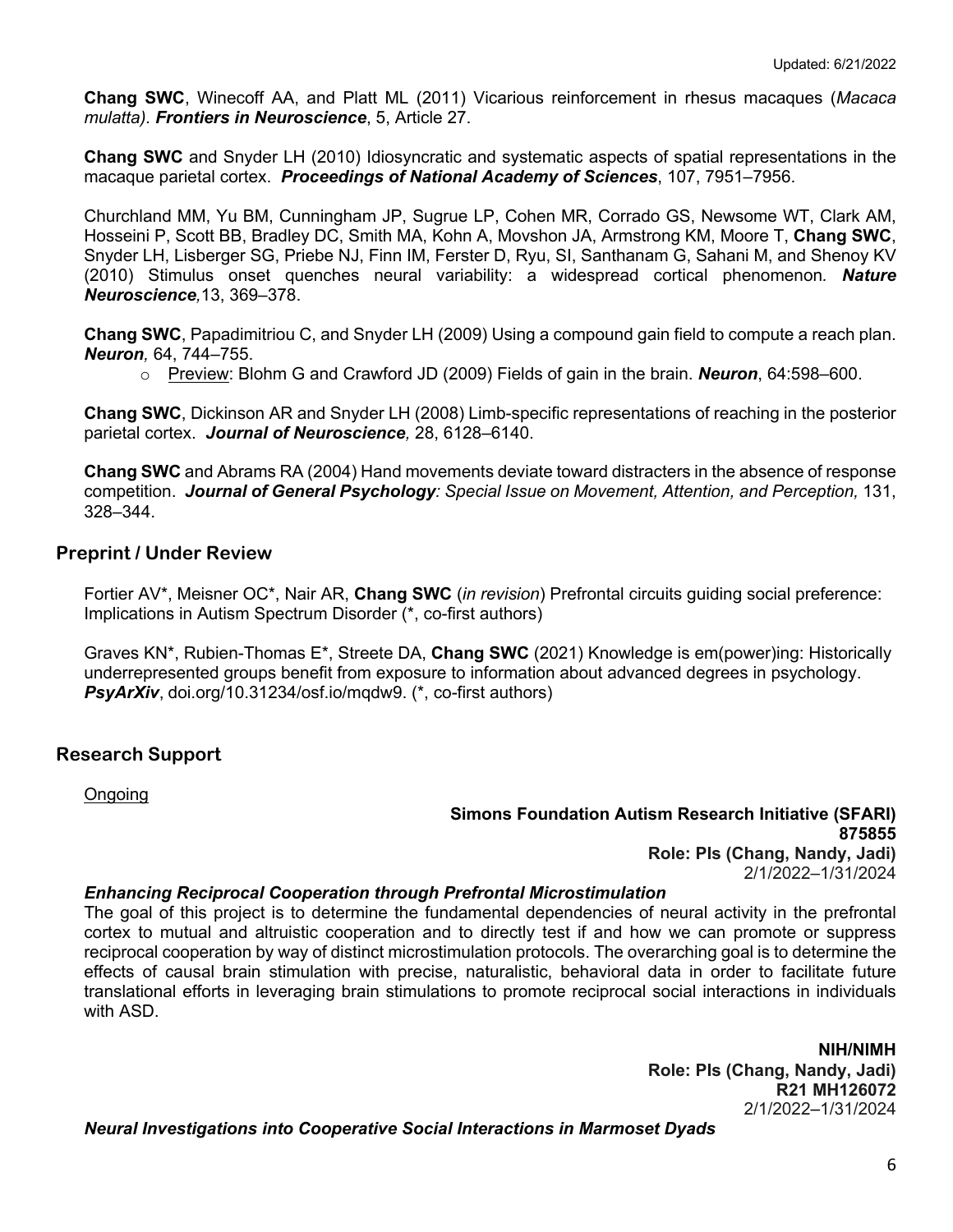**Chang SWC**, Winecoff AA, and Platt ML (2011) Vicarious reinforcement in rhesus macaques (*Macaca mulatta). **Frontiers in Neuroscience***, 5, Article 27.

**Chang SWC** and Snyder LH (2010) Idiosyncratic and systematic aspects of spatial representations in the macaque parietal cortex. ***Proceedings of National Academy of Sciences***, 107, 7951–7956.

Churchland MM, Yu BM, Cunningham JP, Sugrue LP, Cohen MR, Corrado GS, Newsome WT, Clark AM, Hosseini P, Scott BB, Bradley DC, Smith MA, Kohn A, Movshon JA, Armstrong KM, Moore T, **Chang SWC**, Snyder LH, Lisberger SG, Priebe NJ, Finn IM, Ferster D, Ryu, SI, Santhanam G, Sahani M, and Shenoy KV (2010) Stimulus onset quenches neural variability: a widespread cortical phenomenon*.* ***Nature Neuroscience****,*13, 369–378.

**Chang SWC**, Papadimitriou C, and Snyder LH (2009) Using a compound gain field to compute a reach plan. ***Neuron****,* 64, 744–755.

- Preview: Blohm G and Crawford JD (2009) Fields of gain in the brain. ***Neuron***, 64:598–600.

**Chang SWC**, Dickinson AR and Snyder LH (2008) Limb-specific representations of reaching in the posterior parietal cortex. ***Journal of Neuroscience****,* 28, 6128–6140.

**Chang SWC** and Abrams RA (2004) Hand movements deviate toward distracters in the absence of response competition. ***Journal of General Psychology****: Special Issue on Movement, Attention, and Perception,* 131, 328–344.

## Preprint / Under Review

Fortier AV*, Meisner OC*, Nair AR, **Chang SWC** (*in revision*) Prefrontal circuits guiding social preference: Implications in Autism Spectrum Disorder (*, co-first authors)

Graves KN*, Rubien-Thomas E*, Streete DA, **Chang SWC** (2021) Knowledge is em(power)ing: Historically underrepresented groups benefit from exposure to information about advanced degrees in psychology. ***PsyArXiv***, doi.org/10.31234/osf.io/mqdw9. (*, co-first authors)

## Research Support

Ongoing

**Simons Foundation Autism Research Initiative (SFARI)**
**875855**
**Role: PIs (Chang, Nandy, Jadi)**
2/1/2022–1/31/2024

***Enhancing Reciprocal Cooperation through Prefrontal Microstimulation***

The goal of this project is to determine the fundamental dependencies of neural activity in the prefrontal cortex to mutual and altruistic cooperation and to directly test if and how we can promote or suppress reciprocal cooperation by way of distinct microstimulation protocols. The overarching goal is to determine the effects of causal brain stimulation with precise, naturalistic, behavioral data in order to facilitate future translational efforts in leveraging brain stimulations to promote reciprocal social interactions in individuals with ASD.

**NIH/NIMH**
**Role: PIs (Chang, Nandy, Jadi)**
**R21 MH126072**
2/1/2022–1/31/2024

***Neural Investigations into Cooperative Social Interactions in Marmoset Dyads***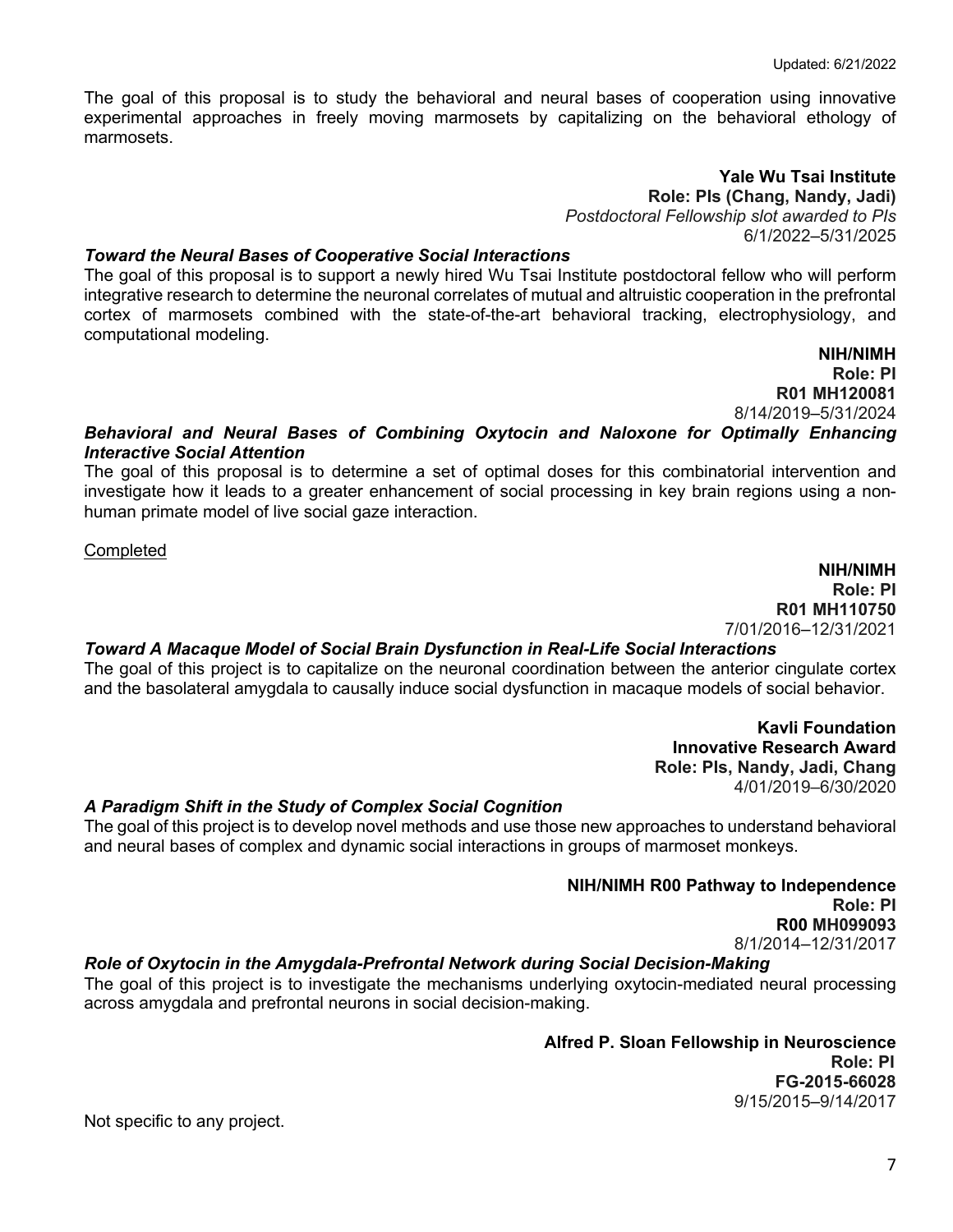The goal of this proposal is to study the behavioral and neural bases of cooperation using innovative experimental approaches in freely moving marmosets by capitalizing on the behavioral ethology of marmosets.

**Yale Wu Tsai Institute**
**Role: PIs (Chang, Nandy, Jadi)**
*Postdoctoral Fellowship slot awarded to PIs*
6/1/2022–5/31/2025

***Toward the Neural Bases of Cooperative Social Interactions***
The goal of this proposal is to support a newly hired Wu Tsai Institute postdoctoral fellow who will perform integrative research to determine the neuronal correlates of mutual and altruistic cooperation in the prefrontal cortex of marmosets combined with the state-of-the-art behavioral tracking, electrophysiology, and computational modeling.

**NIH/NIMH**
**Role: PI**
**R01 MH120081**
8/14/2019–5/31/2024

***Behavioral and Neural Bases of Combining Oxytocin and Naloxone for Optimally Enhancing Interactive Social Attention***
The goal of this proposal is to determine a set of optimal doses for this combinatorial intervention and investigate how it leads to a greater enhancement of social processing in key brain regions using a non-human primate model of live social gaze interaction.

<u>Completed</u>

**NIH/NIMH**
**Role: PI**
**R01 MH110750**
7/01/2016–12/31/2021

***Toward A Macaque Model of Social Brain Dysfunction in Real-Life Social Interactions***
The goal of this project is to capitalize on the neuronal coordination between the anterior cingulate cortex and the basolateral amygdala to causally induce social dysfunction in macaque models of social behavior.

**Kavli Foundation**
**Innovative Research Award**
**Role: PIs, Nandy, Jadi, Chang**
4/01/2019–6/30/2020

***A Paradigm Shift in the Study of Complex Social Cognition***
The goal of this project is to develop novel methods and use those new approaches to understand behavioral and neural bases of complex and dynamic social interactions in groups of marmoset monkeys.

**NIH/NIMH R00 Pathway to Independence**
**Role: PI**
**R00 MH099093**
8/1/2014–12/31/2017

***Role of Oxytocin in the Amygdala-Prefrontal Network during Social Decision-Making***
The goal of this project is to investigate the mechanisms underlying oxytocin-mediated neural processing across amygdala and prefrontal neurons in social decision-making.

**Alfred P. Sloan Fellowship in Neuroscience**
**Role: PI**
**FG-2015-66028**
9/15/2015–9/14/2017

Not specific to any project.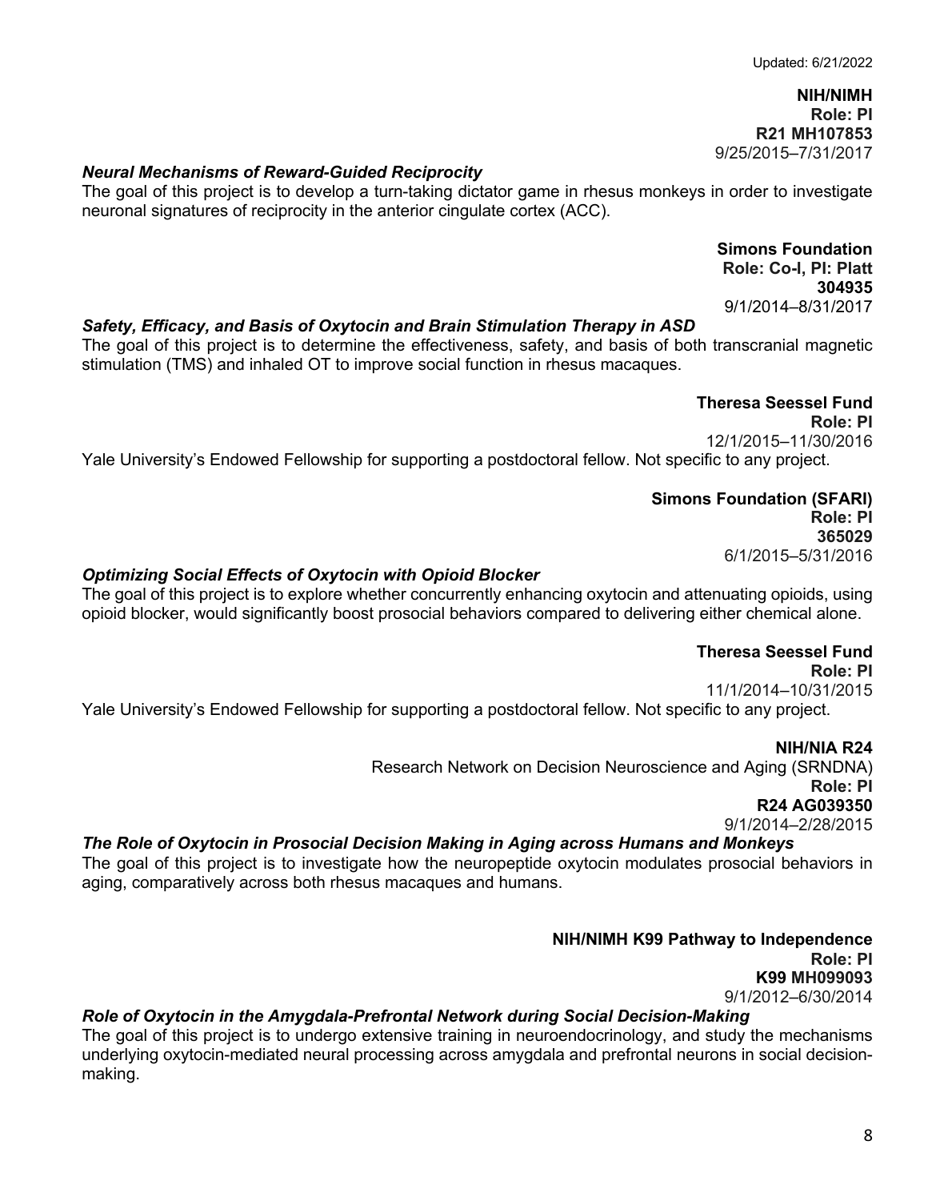Updated: 6/21/2022

**NIH/NIMH**
**Role: PI**
**R21 MH107853**
9/25/2015–7/31/2017

***Neural Mechanisms of Reward-Guided Reciprocity***

The goal of this project is to develop a turn-taking dictator game in rhesus monkeys in order to investigate neuronal signatures of reciprocity in the anterior cingulate cortex (ACC).

**Simons Foundation**
**Role: Co-I, PI: Platt**
**304935**
9/1/2014–8/31/2017

***Safety, Efficacy, and Basis of Oxytocin and Brain Stimulation Therapy in ASD***

The goal of this project is to determine the effectiveness, safety, and basis of both transcranial magnetic stimulation (TMS) and inhaled OT to improve social function in rhesus macaques.

**Theresa Seessel Fund**
**Role: PI**
12/1/2015–11/30/2016

Yale University's Endowed Fellowship for supporting a postdoctoral fellow. Not specific to any project.

**Simons Foundation (SFARI)**
**Role: PI**
**365029**
6/1/2015–5/31/2016

***Optimizing Social Effects of Oxytocin with Opioid Blocker***

The goal of this project is to explore whether concurrently enhancing oxytocin and attenuating opioids, using opioid blocker, would significantly boost prosocial behaviors compared to delivering either chemical alone.

**Theresa Seessel Fund**
**Role: PI**
11/1/2014–10/31/2015

Yale University's Endowed Fellowship for supporting a postdoctoral fellow. Not specific to any project.

**NIH/NIA R24**
Research Network on Decision Neuroscience and Aging (SRNDNA)
**Role: PI**
**R24 AG039350**
9/1/2014–2/28/2015

***The Role of Oxytocin in Prosocial Decision Making in Aging across Humans and Monkeys***

The goal of this project is to investigate how the neuropeptide oxytocin modulates prosocial behaviors in aging, comparatively across both rhesus macaques and humans.

**NIH/NIMH K99 Pathway to Independence**
**Role: PI**
**K99 MH099093**
9/1/2012–6/30/2014

***Role of Oxytocin in the Amygdala-Prefrontal Network during Social Decision-Making***

The goal of this project is to undergo extensive training in neuroendocrinology, and study the mechanisms underlying oxytocin-mediated neural processing across amygdala and prefrontal neurons in social decision-making.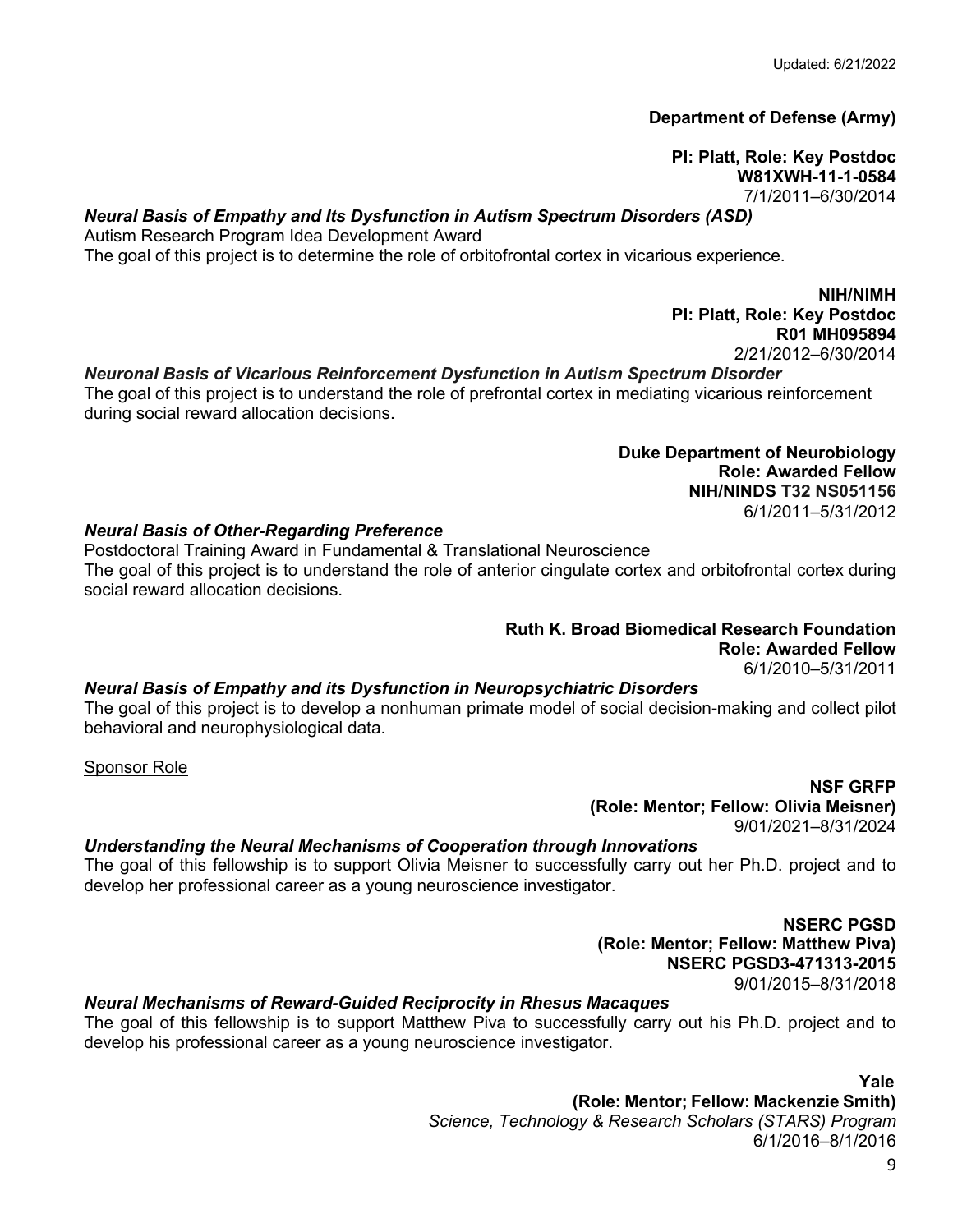**Department of Defense (Army)**

**PI: Platt, Role: Key Postdoc**
**W81XWH-11-1-0584**
7/1/2011–6/30/2014

***Neural Basis of Empathy and Its Dysfunction in Autism Spectrum Disorders (ASD)***
Autism Research Program Idea Development Award
The goal of this project is to determine the role of orbitofrontal cortex in vicarious experience.

**NIH/NIMH**
**PI: Platt, Role: Key Postdoc**
**R01 MH095894**
2/21/2012–6/30/2014

***Neuronal Basis of Vicarious Reinforcement Dysfunction in Autism Spectrum Disorder***
The goal of this project is to understand the role of prefrontal cortex in mediating vicarious reinforcement during social reward allocation decisions.

**Duke Department of Neurobiology**
**Role: Awarded Fellow**
**NIH/NINDS T32 NS051156**
6/1/2011–5/31/2012

***Neural Basis of Other-Regarding Preference***
Postdoctoral Training Award in Fundamental & Translational Neuroscience
The goal of this project is to understand the role of anterior cingulate cortex and orbitofrontal cortex during social reward allocation decisions.

**Ruth K. Broad Biomedical Research Foundation**
**Role: Awarded Fellow**
6/1/2010–5/31/2011

***Neural Basis of Empathy and its Dysfunction in Neuropsychiatric Disorders***
The goal of this project is to develop a nonhuman primate model of social decision-making and collect pilot behavioral and neurophysiological data.

Sponsor Role

**NSF GRFP**
**(Role: Mentor; Fellow: Olivia Meisner)**
9/01/2021–8/31/2024

***Understanding the Neural Mechanisms of Cooperation through Innovations***
The goal of this fellowship is to support Olivia Meisner to successfully carry out her Ph.D. project and to develop her professional career as a young neuroscience investigator.

**NSERC PGSD**
**(Role: Mentor; Fellow: Matthew Piva)**
**NSERC PGSD3-471313-2015**
9/01/2015–8/31/2018

***Neural Mechanisms of Reward-Guided Reciprocity in Rhesus Macaques***
The goal of this fellowship is to support Matthew Piva to successfully carry out his Ph.D. project and to develop his professional career as a young neuroscience investigator.

**Yale**
**(Role: Mentor; Fellow: Mackenzie Smith)**
*Science, Technology & Research Scholars (STARS) Program*
6/1/2016–8/1/2016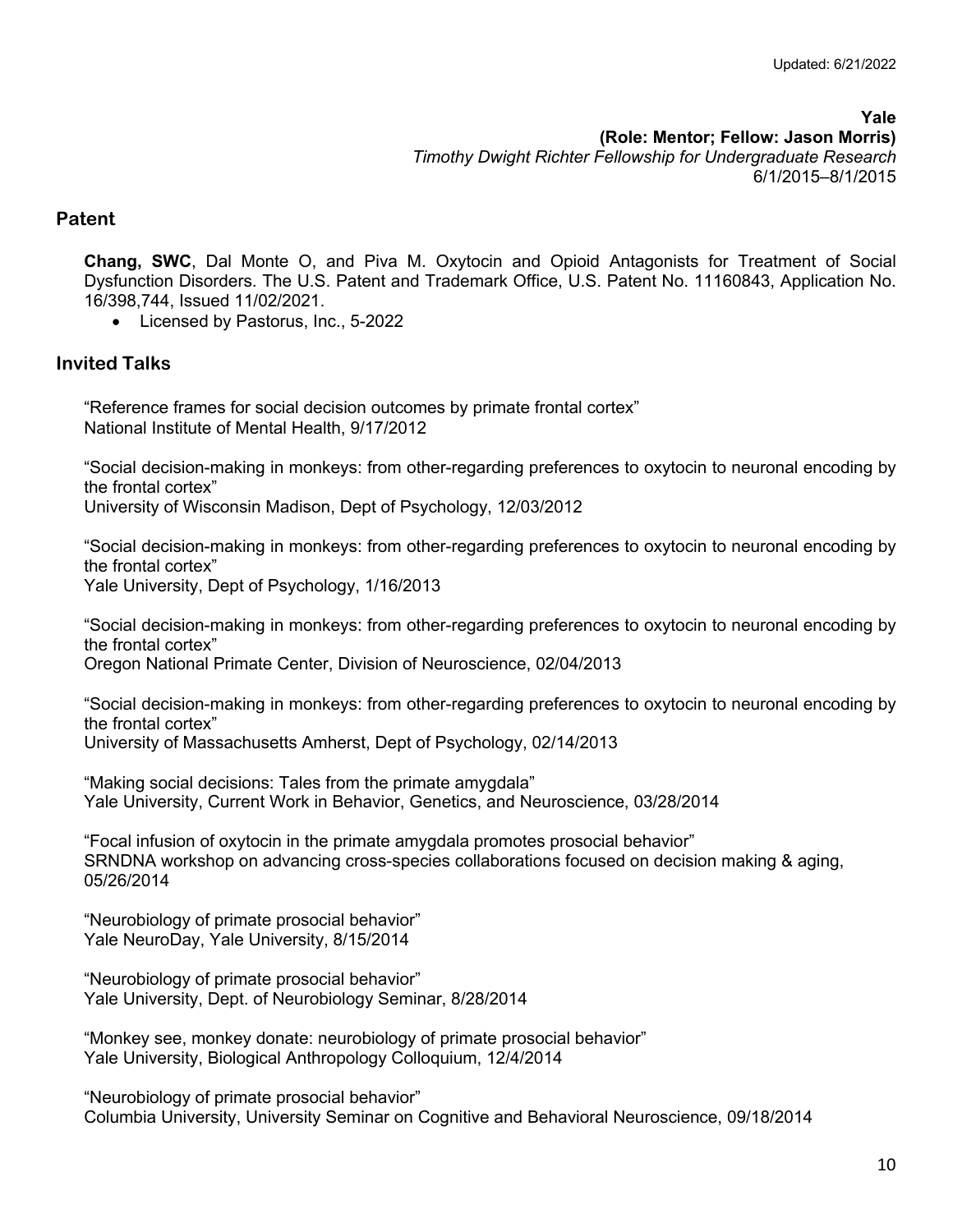**Yale**
**(Role: Mentor; Fellow: Jason Morris)**
*Timothy Dwight Richter Fellowship for Undergraduate Research*
6/1/2015–8/1/2015

## Patent

**Chang, SWC**, Dal Monte O, and Piva M. Oxytocin and Opioid Antagonists for Treatment of Social Dysfunction Disorders. The U.S. Patent and Trademark Office, U.S. Patent No. 11160843, Application No. 16/398,744, Issued 11/02/2021.

- Licensed by Pastorus, Inc., 5-2022

## Invited Talks

"Reference frames for social decision outcomes by primate frontal cortex"
National Institute of Mental Health, 9/17/2012

"Social decision-making in monkeys: from other-regarding preferences to oxytocin to neuronal encoding by the frontal cortex"
University of Wisconsin Madison, Dept of Psychology, 12/03/2012

"Social decision-making in monkeys: from other-regarding preferences to oxytocin to neuronal encoding by the frontal cortex"
Yale University, Dept of Psychology, 1/16/2013

"Social decision-making in monkeys: from other-regarding preferences to oxytocin to neuronal encoding by the frontal cortex"
Oregon National Primate Center, Division of Neuroscience, 02/04/2013

"Social decision-making in monkeys: from other-regarding preferences to oxytocin to neuronal encoding by the frontal cortex"
University of Massachusetts Amherst, Dept of Psychology, 02/14/2013

"Making social decisions: Tales from the primate amygdala"
Yale University, Current Work in Behavior, Genetics, and Neuroscience, 03/28/2014

"Focal infusion of oxytocin in the primate amygdala promotes prosocial behavior"
SRNDNA workshop on advancing cross-species collaborations focused on decision making & aging, 05/26/2014

"Neurobiology of primate prosocial behavior"
Yale NeuroDay, Yale University, 8/15/2014

"Neurobiology of primate prosocial behavior"
Yale University, Dept. of Neurobiology Seminar, 8/28/2014

"Monkey see, monkey donate: neurobiology of primate prosocial behavior"
Yale University, Biological Anthropology Colloquium, 12/4/2014

"Neurobiology of primate prosocial behavior"
Columbia University, University Seminar on Cognitive and Behavioral Neuroscience, 09/18/2014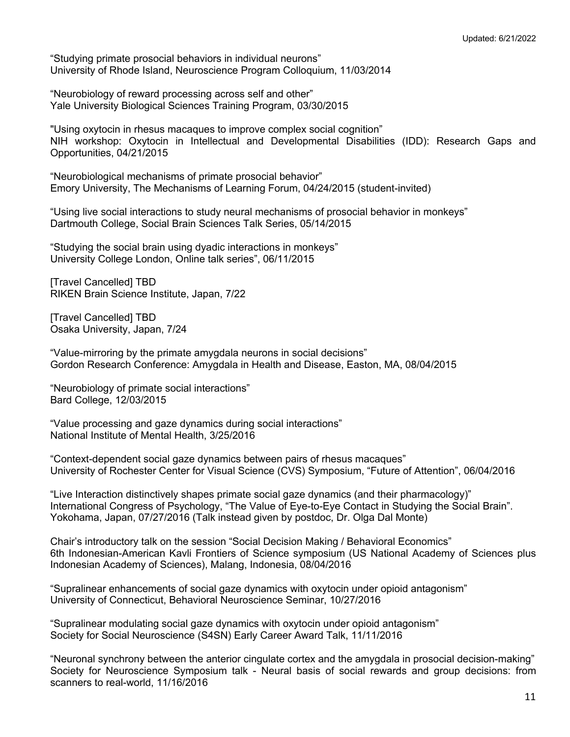"Studying primate prosocial behaviors in individual neurons"
University of Rhode Island, Neuroscience Program Colloquium, 11/03/2014

"Neurobiology of reward processing across self and other"
Yale University Biological Sciences Training Program, 03/30/2015

"Using oxytocin in rhesus macaques to improve complex social cognition"
NIH workshop: Oxytocin in Intellectual and Developmental Disabilities (IDD): Research Gaps and Opportunities, 04/21/2015

"Neurobiological mechanisms of primate prosocial behavior"
Emory University, The Mechanisms of Learning Forum, 04/24/2015 (student-invited)

"Using live social interactions to study neural mechanisms of prosocial behavior in monkeys"
Dartmouth College, Social Brain Sciences Talk Series, 05/14/2015

"Studying the social brain using dyadic interactions in monkeys"
University College London, Online talk series", 06/11/2015

[Travel Cancelled] TBD
RIKEN Brain Science Institute, Japan, 7/22

[Travel Cancelled] TBD
Osaka University, Japan, 7/24

"Value-mirroring by the primate amygdala neurons in social decisions"
Gordon Research Conference: Amygdala in Health and Disease, Easton, MA, 08/04/2015

"Neurobiology of primate social interactions"
Bard College, 12/03/2015

"Value processing and gaze dynamics during social interactions"
National Institute of Mental Health, 3/25/2016

"Context-dependent social gaze dynamics between pairs of rhesus macaques"
University of Rochester Center for Visual Science (CVS) Symposium, "Future of Attention", 06/04/2016

"Live Interaction distinctively shapes primate social gaze dynamics (and their pharmacology)"
International Congress of Psychology, "The Value of Eye-to-Eye Contact in Studying the Social Brain". Yokohama, Japan, 07/27/2016 (Talk instead given by postdoc, Dr. Olga Dal Monte)

Chair's introductory talk on the session "Social Decision Making / Behavioral Economics"
6th Indonesian-American Kavli Frontiers of Science symposium (US National Academy of Sciences plus Indonesian Academy of Sciences), Malang, Indonesia, 08/04/2016

"Supralinear enhancements of social gaze dynamics with oxytocin under opioid antagonism"
University of Connecticut, Behavioral Neuroscience Seminar, 10/27/2016

"Supralinear modulating social gaze dynamics with oxytocin under opioid antagonism"
Society for Social Neuroscience (S4SN) Early Career Award Talk, 11/11/2016

"Neuronal synchrony between the anterior cingulate cortex and the amygdala in prosocial decision-making"
Society for Neuroscience Symposium talk - Neural basis of social rewards and group decisions: from scanners to real-world, 11/16/2016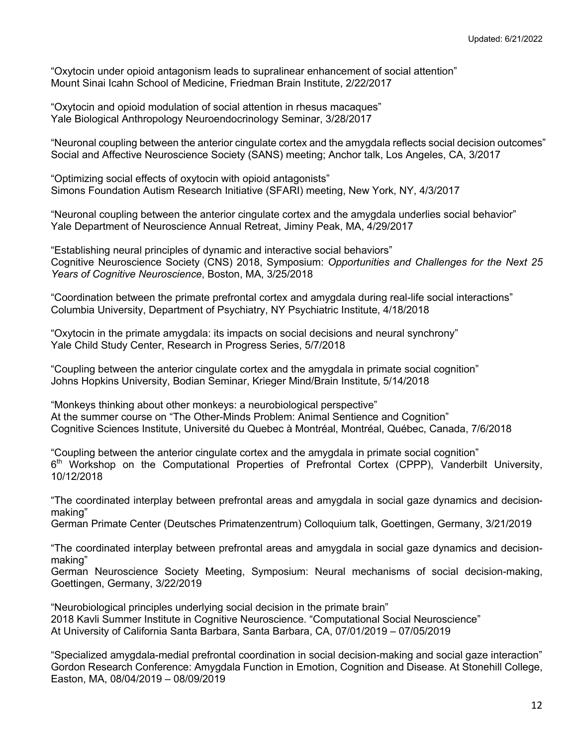"Oxytocin under opioid antagonism leads to supralinear enhancement of social attention"
Mount Sinai Icahn School of Medicine, Friedman Brain Institute, 2/22/2017

"Oxytocin and opioid modulation of social attention in rhesus macaques"
Yale Biological Anthropology Neuroendocrinology Seminar, 3/28/2017

"Neuronal coupling between the anterior cingulate cortex and the amygdala reflects social decision outcomes"
Social and Affective Neuroscience Society (SANS) meeting; Anchor talk, Los Angeles, CA, 3/2017

"Optimizing social effects of oxytocin with opioid antagonists"
Simons Foundation Autism Research Initiative (SFARI) meeting, New York, NY, 4/3/2017

"Neuronal coupling between the anterior cingulate cortex and the amygdala underlies social behavior"
Yale Department of Neuroscience Annual Retreat, Jiminy Peak, MA, 4/29/2017

"Establishing neural principles of dynamic and interactive social behaviors"
Cognitive Neuroscience Society (CNS) 2018, Symposium: *Opportunities and Challenges for the Next 25 Years of Cognitive Neuroscience*, Boston, MA, 3/25/2018

"Coordination between the primate prefrontal cortex and amygdala during real-life social interactions"
Columbia University, Department of Psychiatry, NY Psychiatric Institute, 4/18/2018

"Oxytocin in the primate amygdala: its impacts on social decisions and neural synchrony"
Yale Child Study Center, Research in Progress Series, 5/7/2018

"Coupling between the anterior cingulate cortex and the amygdala in primate social cognition"
Johns Hopkins University, Bodian Seminar, Krieger Mind/Brain Institute, 5/14/2018

"Monkeys thinking about other monkeys: a neurobiological perspective"
At the summer course on "The Other-Minds Problem: Animal Sentience and Cognition"
Cognitive Sciences Institute, Université du Quebec à Montréal, Montréal, Québec, Canada, 7/6/2018

"Coupling between the anterior cingulate cortex and the amygdala in primate social cognition"
6th Workshop on the Computational Properties of Prefrontal Cortex (CPPP), Vanderbilt University, 10/12/2018

"The coordinated interplay between prefrontal areas and amygdala in social gaze dynamics and decision-making"
German Primate Center (Deutsches Primatenzentrum) Colloquium talk, Goettingen, Germany, 3/21/2019

"The coordinated interplay between prefrontal areas and amygdala in social gaze dynamics and decision-making"
German Neuroscience Society Meeting, Symposium: Neural mechanisms of social decision-making, Goettingen, Germany, 3/22/2019

"Neurobiological principles underlying social decision in the primate brain"
2018 Kavli Summer Institute in Cognitive Neuroscience. "Computational Social Neuroscience"
At University of California Santa Barbara, Santa Barbara, CA, 07/01/2019 – 07/05/2019

"Specialized amygdala-medial prefrontal coordination in social decision-making and social gaze interaction"
Gordon Research Conference: Amygdala Function in Emotion, Cognition and Disease. At Stonehill College, Easton, MA, 08/04/2019 – 08/09/2019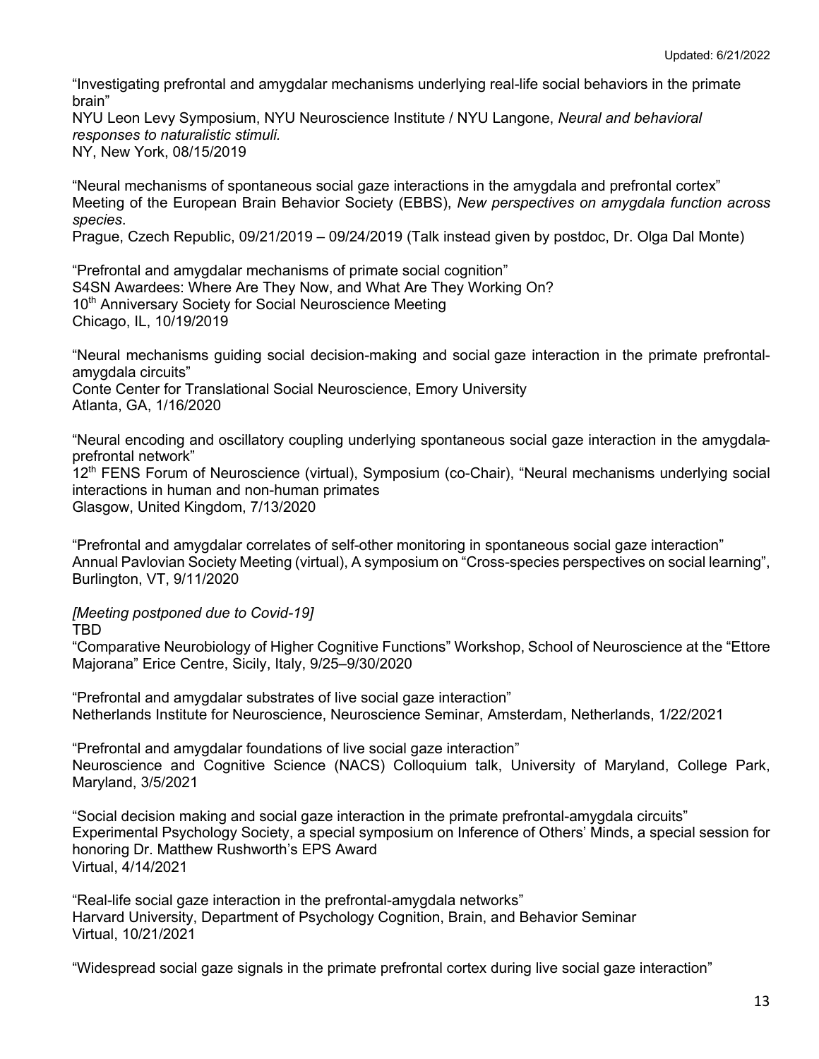"Investigating prefrontal and amygdalar mechanisms underlying real-life social behaviors in the primate brain"
NYU Leon Levy Symposium, NYU Neuroscience Institute / NYU Langone, *Neural and behavioral responses to naturalistic stimuli.*
NY, New York, 08/15/2019

"Neural mechanisms of spontaneous social gaze interactions in the amygdala and prefrontal cortex"
Meeting of the European Brain Behavior Society (EBBS), *New perspectives on amygdala function across species*.
Prague, Czech Republic, 09/21/2019 – 09/24/2019 (Talk instead given by postdoc, Dr. Olga Dal Monte)

"Prefrontal and amygdalar mechanisms of primate social cognition"
S4SN Awardees: Where Are They Now, and What Are They Working On?
10th Anniversary Society for Social Neuroscience Meeting
Chicago, IL, 10/19/2019

"Neural mechanisms guiding social decision-making and social gaze interaction in the primate prefrontal-amygdala circuits"
Conte Center for Translational Social Neuroscience, Emory University
Atlanta, GA, 1/16/2020

"Neural encoding and oscillatory coupling underlying spontaneous social gaze interaction in the amygdala-prefrontal network"
12th FENS Forum of Neuroscience (virtual), Symposium (co-Chair), "Neural mechanisms underlying social interactions in human and non-human primates
Glasgow, United Kingdom, 7/13/2020

"Prefrontal and amygdalar correlates of self-other monitoring in spontaneous social gaze interaction"
Annual Pavlovian Society Meeting (virtual), A symposium on "Cross-species perspectives on social learning", Burlington, VT, 9/11/2020

*[Meeting postponed due to Covid-19]*
TBD
"Comparative Neurobiology of Higher Cognitive Functions" Workshop, School of Neuroscience at the "Ettore Majorana" Erice Centre, Sicily, Italy, 9/25–9/30/2020

"Prefrontal and amygdalar substrates of live social gaze interaction"
Netherlands Institute for Neuroscience, Neuroscience Seminar, Amsterdam, Netherlands, 1/22/2021

"Prefrontal and amygdalar foundations of live social gaze interaction"
Neuroscience and Cognitive Science (NACS) Colloquium talk, University of Maryland, College Park, Maryland, 3/5/2021

"Social decision making and social gaze interaction in the primate prefrontal-amygdala circuits"
Experimental Psychology Society, a special symposium on Inference of Others' Minds, a special session for honoring Dr. Matthew Rushworth's EPS Award
Virtual, 4/14/2021

"Real-life social gaze interaction in the prefrontal-amygdala networks"
Harvard University, Department of Psychology Cognition, Brain, and Behavior Seminar
Virtual, 10/21/2021

"Widespread social gaze signals in the primate prefrontal cortex during live social gaze interaction"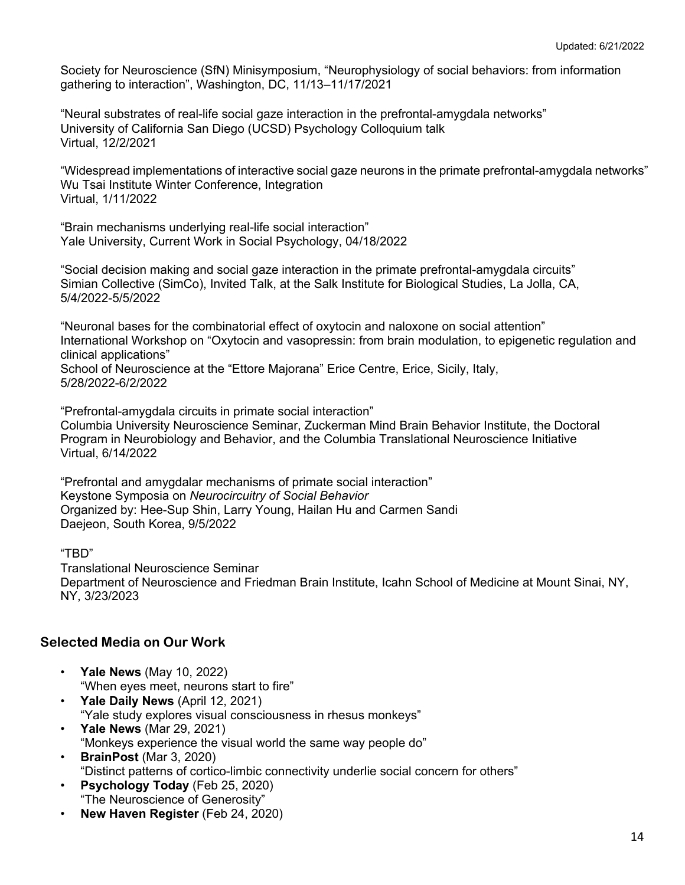Society for Neuroscience (SfN) Minisymposium, "Neurophysiology of social behaviors: from information gathering to interaction", Washington, DC, 11/13–11/17/2021

"Neural substrates of real-life social gaze interaction in the prefrontal-amygdala networks"
University of California San Diego (UCSD) Psychology Colloquium talk
Virtual, 12/2/2021

"Widespread implementations of interactive social gaze neurons in the primate prefrontal-amygdala networks"
Wu Tsai Institute Winter Conference, Integration
Virtual, 1/11/2022

"Brain mechanisms underlying real-life social interaction"
Yale University, Current Work in Social Psychology, 04/18/2022

"Social decision making and social gaze interaction in the primate prefrontal-amygdala circuits"
Simian Collective (SimCo), Invited Talk, at the Salk Institute for Biological Studies, La Jolla, CA, 5/4/2022-5/5/2022

"Neuronal bases for the combinatorial effect of oxytocin and naloxone on social attention"
International Workshop on "Oxytocin and vasopressin: from brain modulation, to epigenetic regulation and clinical applications"
School of Neuroscience at the "Ettore Majorana" Erice Centre, Erice, Sicily, Italy, 5/28/2022-6/2/2022

"Prefrontal-amygdala circuits in primate social interaction"
Columbia University Neuroscience Seminar, Zuckerman Mind Brain Behavior Institute, the Doctoral Program in Neurobiology and Behavior, and the Columbia Translational Neuroscience Initiative
Virtual, 6/14/2022

"Prefrontal and amygdalar mechanisms of primate social interaction"
Keystone Symposia on *Neurocircuitry of Social Behavior*
Organized by: Hee-Sup Shin, Larry Young, Hailan Hu and Carmen Sandi
Daejeon, South Korea, 9/5/2022

"TBD"
Translational Neuroscience Seminar
Department of Neuroscience and Friedman Brain Institute, Icahn School of Medicine at Mount Sinai, NY, NY, 3/23/2023

## Selected Media on Our Work

- **Yale News** (May 10, 2022)
  "When eyes meet, neurons start to fire"
- **Yale Daily News** (April 12, 2021)
  "Yale study explores visual consciousness in rhesus monkeys"
- **Yale News** (Mar 29, 2021)
  "Monkeys experience the visual world the same way people do"
- **BrainPost** (Mar 3, 2020)
  "Distinct patterns of cortico-limbic connectivity underlie social concern for others"
- **Psychology Today** (Feb 25, 2020)
  "The Neuroscience of Generosity"
- **New Haven Register** (Feb 24, 2020)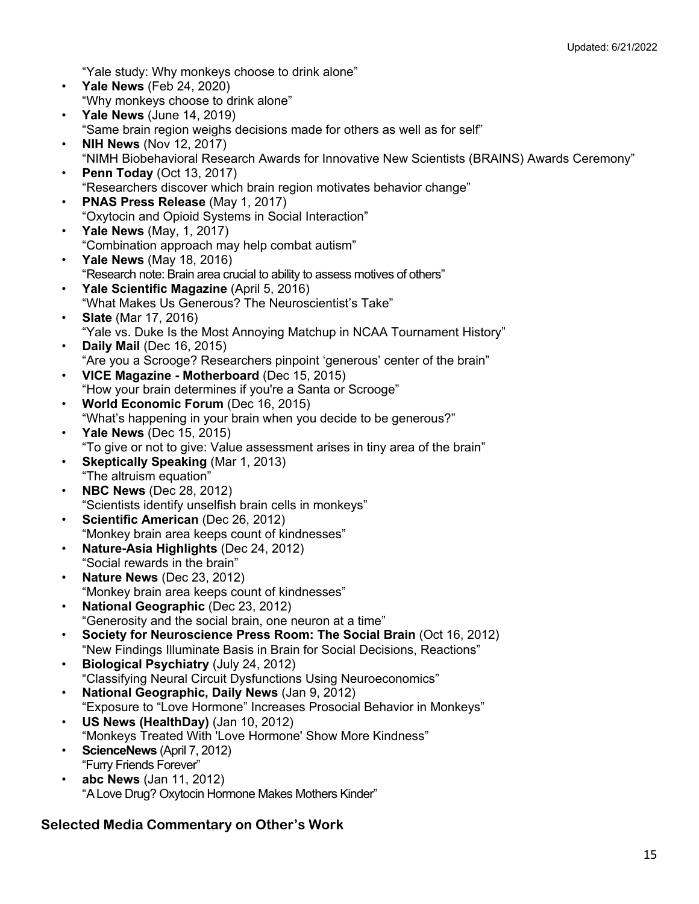"Yale study: Why monkeys choose to drink alone"

- **Yale News** (Feb 24, 2020)
  "Why monkeys choose to drink alone"
- **Yale News** (June 14, 2019)
  "Same brain region weighs decisions made for others as well as for self"
- **NIH News** (Nov 12, 2017)
  "NIMH Biobehavioral Research Awards for Innovative New Scientists (BRAINS) Awards Ceremony"
- **Penn Today** (Oct 13, 2017)
  "Researchers discover which brain region motivates behavior change"
- **PNAS Press Release** (May 1, 2017)
  "Oxytocin and Opioid Systems in Social Interaction"
- **Yale News** (May, 1, 2017)
  "Combination approach may help combat autism"
- **Yale News** (May 18, 2016)
  "Research note: Brain area crucial to ability to assess motives of others"
- **Yale Scientific Magazine** (April 5, 2016)
  "What Makes Us Generous? The Neuroscientist's Take"
- **Slate** (Mar 17, 2016)
  "Yale vs. Duke Is the Most Annoying Matchup in NCAA Tournament History"
- **Daily Mail** (Dec 16, 2015)
  "Are you a Scrooge? Researchers pinpoint 'generous' center of the brain"
- **VICE Magazine - Motherboard** (Dec 15, 2015)
  "How your brain determines if you're a Santa or Scrooge"
- **World Economic Forum** (Dec 16, 2015)
  "What's happening in your brain when you decide to be generous?"
- **Yale News** (Dec 15, 2015)
  "To give or not to give: Value assessment arises in tiny area of the brain"
- **Skeptically Speaking** (Mar 1, 2013)
  "The altruism equation"
- **NBC News** (Dec 28, 2012)
  "Scientists identify unselfish brain cells in monkeys"
- **Scientific American** (Dec 26, 2012)
  "Monkey brain area keeps count of kindnesses"
- **Nature-Asia Highlights** (Dec 24, 2012)
  "Social rewards in the brain"
- **Nature News** (Dec 23, 2012)
  "Monkey brain area keeps count of kindnesses"
- **National Geographic** (Dec 23, 2012)
  "Generosity and the social brain, one neuron at a time"
- **Society for Neuroscience Press Room: The Social Brain** (Oct 16, 2012)
  "New Findings Illuminate Basis in Brain for Social Decisions, Reactions"
- **Biological Psychiatry** (July 24, 2012)
  "Classifying Neural Circuit Dysfunctions Using Neuroeconomics"
- **National Geographic, Daily News** (Jan 9, 2012)
  "Exposure to "Love Hormone" Increases Prosocial Behavior in Monkeys"
- **US News (HealthDay)** (Jan 10, 2012)
  "Monkeys Treated With 'Love Hormone' Show More Kindness"
- **ScienceNews** (April 7, 2012)
  "Furry Friends Forever"
- **abc News** (Jan 11, 2012)
  "A Love Drug? Oxytocin Hormone Makes Mothers Kinder"

## Selected Media Commentary on Other's Work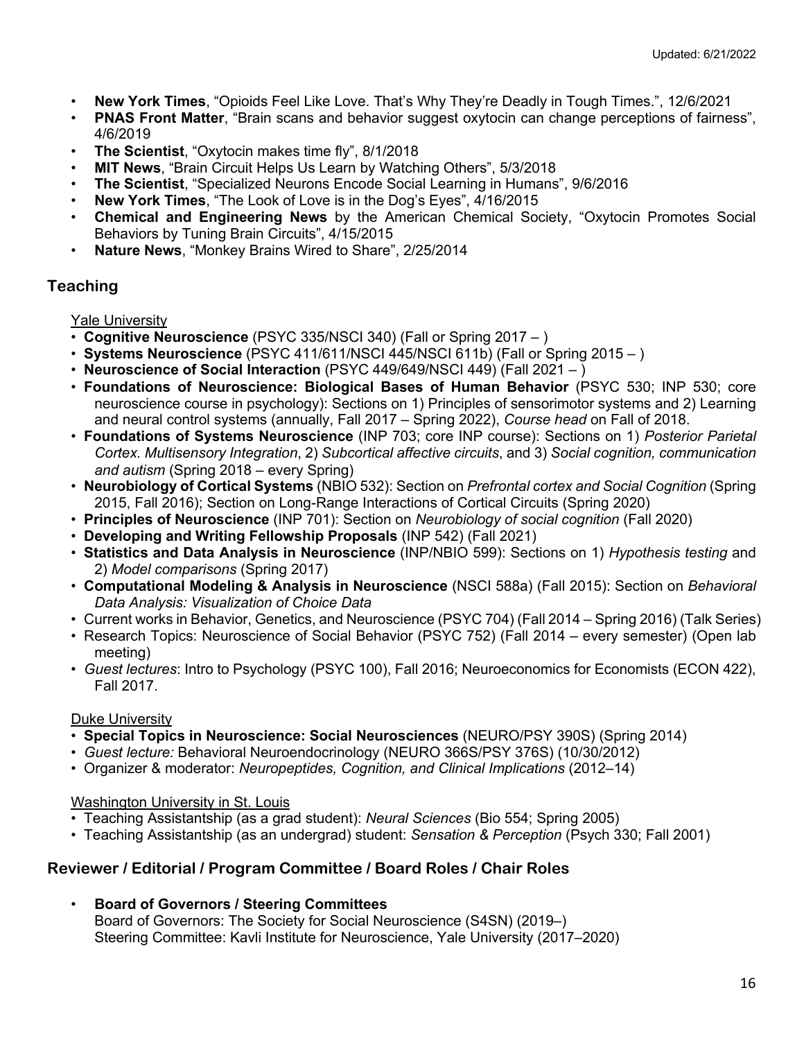- **New York Times**, “Opioids Feel Like Love. That’s Why They’re Deadly in Tough Times.”, 12/6/2021
- **PNAS Front Matter**, “Brain scans and behavior suggest oxytocin can change perceptions of fairness”, 4/6/2019
- **The Scientist**, “Oxytocin makes time fly”, 8/1/2018
- **MIT News**, “Brain Circuit Helps Us Learn by Watching Others”, 5/3/2018
- **The Scientist**, “Specialized Neurons Encode Social Learning in Humans”, 9/6/2016
- **New York Times**, “The Look of Love is in the Dog’s Eyes”, 4/16/2015
- **Chemical and Engineering News** by the American Chemical Society, “Oxytocin Promotes Social Behaviors by Tuning Brain Circuits”, 4/15/2015
- **Nature News**, “Monkey Brains Wired to Share”, 2/25/2014

## Teaching

Yale University

- **Cognitive Neuroscience** (PSYC 335/NSCI 340) (Fall or Spring 2017 – )
- **Systems Neuroscience** (PSYC 411/611/NSCI 445/NSCI 611b) (Fall or Spring 2015 – )
- **Neuroscience of Social Interaction** (PSYC 449/649/NSCI 449) (Fall 2021 – )
- **Foundations of Neuroscience: Biological Bases of Human Behavior** (PSYC 530; INP 530; core neuroscience course in psychology): Sections on 1) Principles of sensorimotor systems and 2) Learning and neural control systems (annually, Fall 2017 – Spring 2022), *Course head* on Fall of 2018.
- **Foundations of Systems Neuroscience** (INP 703; core INP course): Sections on 1) *Posterior Parietal Cortex. Multisensory Integration*, 2) *Subcortical affective circuits*, and 3) *Social cognition, communication and autism* (Spring 2018 – every Spring)
- **Neurobiology of Cortical Systems** (NBIO 532): Section on *Prefrontal cortex and Social Cognition* (Spring 2015, Fall 2016); Section on Long-Range Interactions of Cortical Circuits (Spring 2020)
- **Principles of Neuroscience** (INP 701): Section on *Neurobiology of social cognition* (Fall 2020)
- **Developing and Writing Fellowship Proposals** (INP 542) (Fall 2021)
- **Statistics and Data Analysis in Neuroscience** (INP/NBIO 599): Sections on 1) *Hypothesis testing* and 2) *Model comparisons* (Spring 2017)
- **Computational Modeling & Analysis in Neuroscience** (NSCI 588a) (Fall 2015): Section on *Behavioral Data Analysis: Visualization of Choice Data*
- Current works in Behavior, Genetics, and Neuroscience (PSYC 704) (Fall 2014 – Spring 2016) (Talk Series)
- Research Topics: Neuroscience of Social Behavior (PSYC 752) (Fall 2014 – every semester) (Open lab meeting)
- *Guest lectures*: Intro to Psychology (PSYC 100), Fall 2016; Neuroeconomics for Economists (ECON 422), Fall 2017.

Duke University

- **Special Topics in Neuroscience: Social Neurosciences** (NEURO/PSY 390S) (Spring 2014)
- *Guest lecture:* Behavioral Neuroendocrinology (NEURO 366S/PSY 376S) (10/30/2012)
- Organizer & moderator: *Neuropeptides, Cognition, and Clinical Implications* (2012–14)

Washington University in St. Louis

- Teaching Assistantship (as a grad student): *Neural Sciences* (Bio 554; Spring 2005)
- Teaching Assistantship (as an undergrad) student: *Sensation & Perception* (Psych 330; Fall 2001)

## Reviewer / Editorial / Program Committee / Board Roles / Chair Roles

- **Board of Governors / Steering Committees**
  Board of Governors: The Society for Social Neuroscience (S4SN) (2019–)
  Steering Committee: Kavli Institute for Neuroscience, Yale University (2017–2020)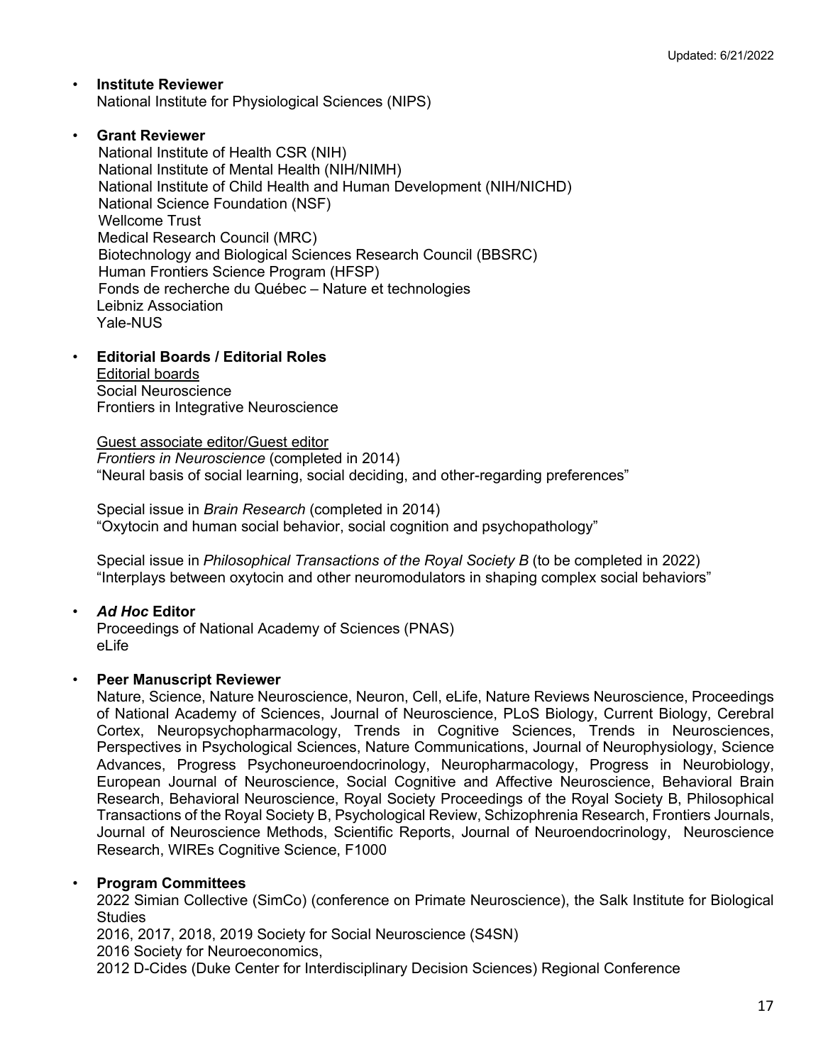- **Institute Reviewer**
  National Institute for Physiological Sciences (NIPS)

- **Grant Reviewer**
  National Institute of Health CSR (NIH)
  National Institute of Mental Health (NIH/NIMH)
  National Institute of Child Health and Human Development (NIH/NICHD)
  National Science Foundation (NSF)
  Wellcome Trust
  Medical Research Council (MRC)
  Biotechnology and Biological Sciences Research Council (BBSRC)
  Human Frontiers Science Program (HFSP)
  Fonds de recherche du Québec – Nature et technologies
  Leibniz Association
  Yale-NUS

- **Editorial Boards / Editorial Roles**
  <u>Editorial boards</u>
  Social Neuroscience
  Frontiers in Integrative Neuroscience

  <u>Guest associate editor/Guest editor</u>
  *Frontiers in Neuroscience* (completed in 2014)
  "Neural basis of social learning, social deciding, and other-regarding preferences"

  Special issue in *Brain Research* (completed in 2014)
  "Oxytocin and human social behavior, social cognition and psychopathology"

  Special issue in *Philosophical Transactions of the Royal Society B* (to be completed in 2022)
  "Interplays between oxytocin and other neuromodulators in shaping complex social behaviors"

- ***Ad Hoc* Editor**
  Proceedings of National Academy of Sciences (PNAS)
  eLife

- **Peer Manuscript Reviewer**
  Nature, Science, Nature Neuroscience, Neuron, Cell, eLife, Nature Reviews Neuroscience, Proceedings of National Academy of Sciences, Journal of Neuroscience, PLoS Biology, Current Biology, Cerebral Cortex, Neuropsychopharmacology, Trends in Cognitive Sciences, Trends in Neurosciences, Perspectives in Psychological Sciences, Nature Communications, Journal of Neurophysiology, Science Advances, Progress Psychoneuroendocrinology, Neuropharmacology, Progress in Neurobiology, European Journal of Neuroscience, Social Cognitive and Affective Neuroscience, Behavioral Brain Research, Behavioral Neuroscience, Royal Society Proceedings of the Royal Society B, Philosophical Transactions of the Royal Society B, Psychological Review, Schizophrenia Research, Frontiers Journals, Journal of Neuroscience Methods, Scientific Reports, Journal of Neuroendocrinology, Neuroscience Research, WIREs Cognitive Science, F1000

- **Program Committees**
  2022 Simian Collective (SimCo) (conference on Primate Neuroscience), the Salk Institute for Biological Studies
  2016, 2017, 2018, 2019 Society for Social Neuroscience (S4SN)
  2016 Society for Neuroeconomics,
  2012 D-Cides (Duke Center for Interdisciplinary Decision Sciences) Regional Conference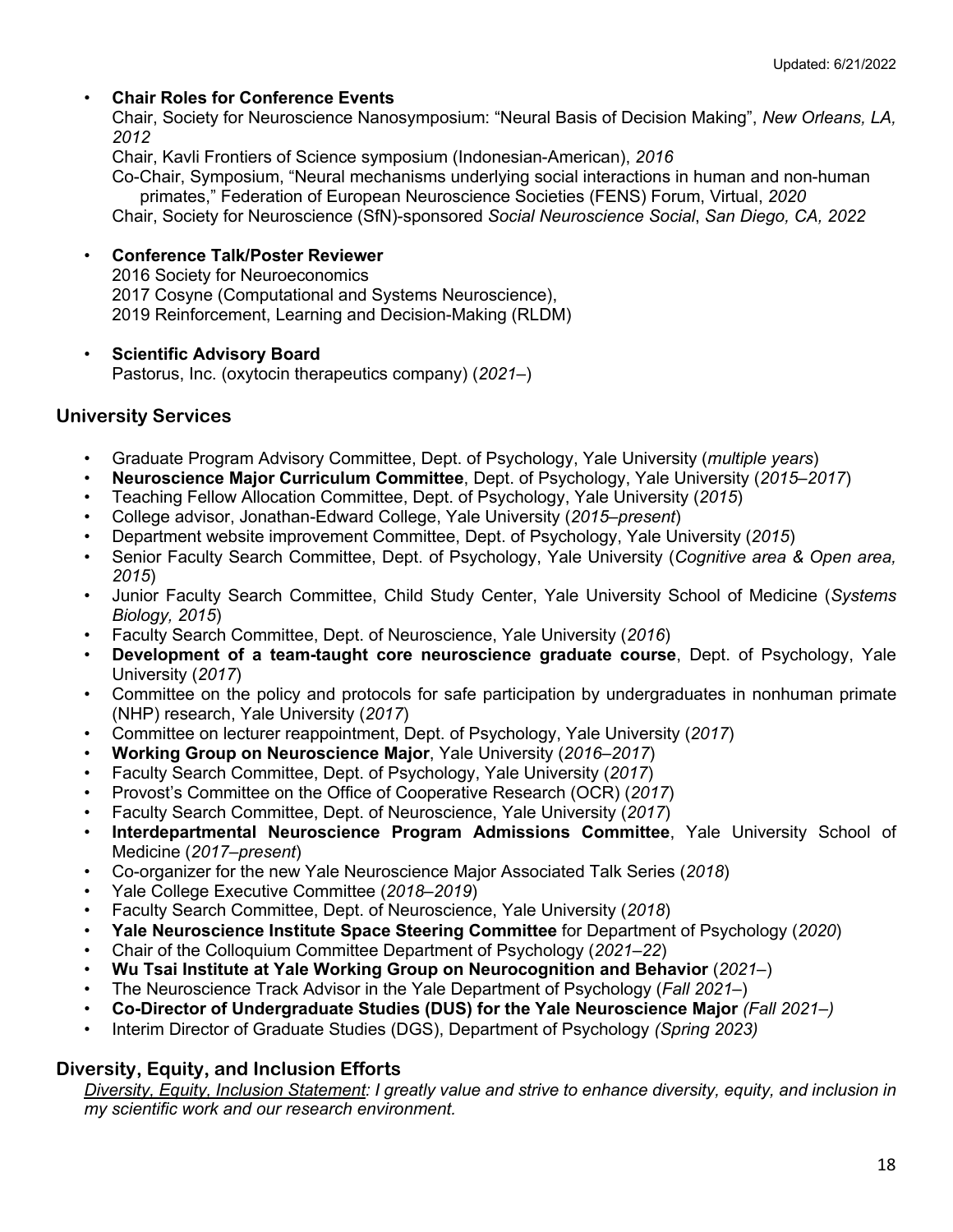- **Chair Roles for Conference Events**
  Chair, Society for Neuroscience Nanosymposium: "Neural Basis of Decision Making", *New Orleans, LA, 2012*
  Chair, Kavli Frontiers of Science symposium (Indonesian-American), *2016*
  Co-Chair, Symposium, "Neural mechanisms underlying social interactions in human and non-human primates," Federation of European Neuroscience Societies (FENS) Forum, Virtual, *2020*
  Chair, Society for Neuroscience (SfN)-sponsored *Social Neuroscience Social*, *San Diego, CA, 2022*

- **Conference Talk/Poster Reviewer**
  2016 Society for Neuroeconomics
  2017 Cosyne (Computational and Systems Neuroscience),
  2019 Reinforcement, Learning and Decision-Making (RLDM)

- **Scientific Advisory Board**
  Pastorus, Inc. (oxytocin therapeutics company) (*2021*–)

## University Services

- Graduate Program Advisory Committee, Dept. of Psychology, Yale University (*multiple years*)
- **Neuroscience Major Curriculum Committee**, Dept. of Psychology, Yale University (*2015–2017*)
- Teaching Fellow Allocation Committee, Dept. of Psychology, Yale University (*2015*)
- College advisor, Jonathan-Edward College, Yale University (*2015–present*)
- Department website improvement Committee, Dept. of Psychology, Yale University (*2015*)
- Senior Faculty Search Committee, Dept. of Psychology, Yale University (*Cognitive area & Open area, 2015*)
- Junior Faculty Search Committee, Child Study Center, Yale University School of Medicine (*Systems Biology, 2015*)
- Faculty Search Committee, Dept. of Neuroscience, Yale University (*2016*)
- **Development of a team-taught core neuroscience graduate course**, Dept. of Psychology, Yale University (*2017*)
- Committee on the policy and protocols for safe participation by undergraduates in nonhuman primate (NHP) research, Yale University (*2017*)
- Committee on lecturer reappointment, Dept. of Psychology, Yale University (*2017*)
- **Working Group on Neuroscience Major**, Yale University (*2016–2017*)
- Faculty Search Committee, Dept. of Psychology, Yale University (*2017*)
- Provost's Committee on the Office of Cooperative Research (OCR) (*2017*)
- Faculty Search Committee, Dept. of Neuroscience, Yale University (*2017*)
- **Interdepartmental Neuroscience Program Admissions Committee**, Yale University School of Medicine (*2017–present*)
- Co-organizer for the new Yale Neuroscience Major Associated Talk Series (*2018*)
- Yale College Executive Committee (*2018–2019*)
- Faculty Search Committee, Dept. of Neuroscience, Yale University (*2018*)
- **Yale Neuroscience Institute Space Steering Committee** for Department of Psychology (*2020*)
- Chair of the Colloquium Committee Department of Psychology (*2021–22*)
- **Wu Tsai Institute at Yale Working Group on Neurocognition and Behavior** (*2021*–)
- The Neuroscience Track Advisor in the Yale Department of Psychology (*Fall 2021*–)
- **Co-Director of Undergraduate Studies (DUS) for the Yale Neuroscience Major** *(Fall 2021–)*
- Interim Director of Graduate Studies (DGS), Department of Psychology *(Spring 2023)*

## Diversity, Equity, and Inclusion Efforts

*<u>Diversity, Equity, Inclusion Statement</u>: I greatly value and strive to enhance diversity, equity, and inclusion in my scientific work and our research environment.*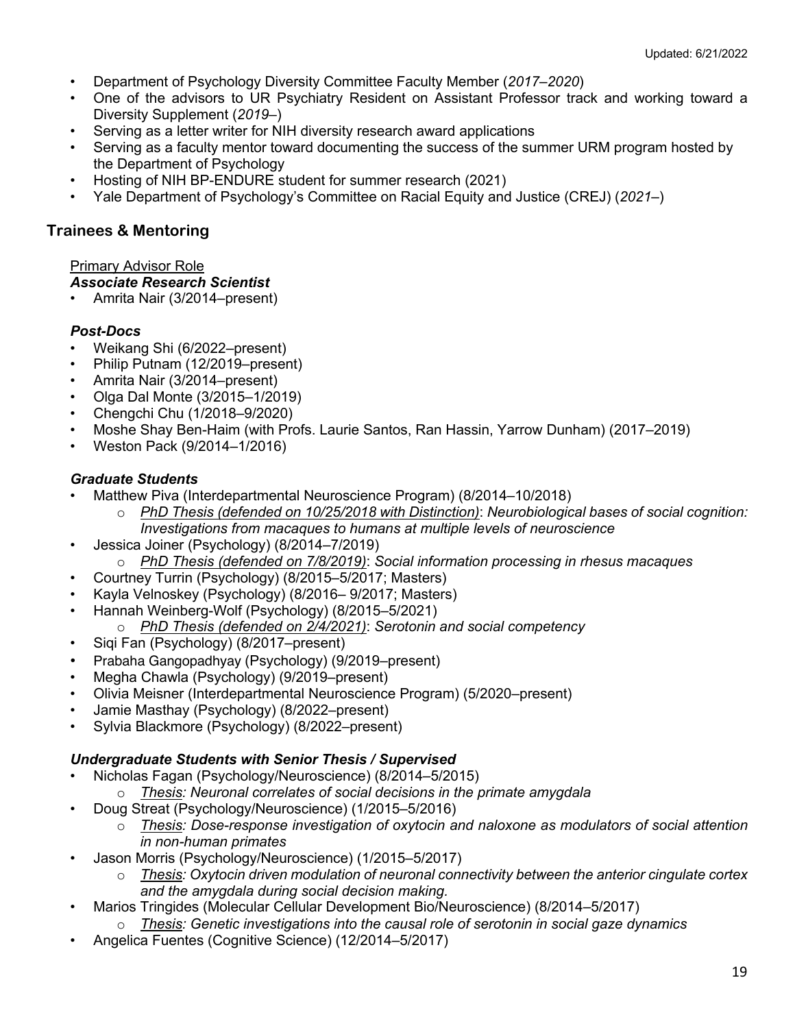- Department of Psychology Diversity Committee Faculty Member (*2017–2020*)
- One of the advisors to UR Psychiatry Resident on Assistant Professor track and working toward a Diversity Supplement (*2019*–)
- Serving as a letter writer for NIH diversity research award applications
- Serving as a faculty mentor toward documenting the success of the summer URM program hosted by the Department of Psychology
- Hosting of NIH BP-ENDURE student for summer research (2021)
- Yale Department of Psychology's Committee on Racial Equity and Justice (CREJ) (*2021*–)

## Trainees & Mentoring

<u>Primary Advisor Role</u>

***Associate Research Scientist***

- Amrita Nair (3/2014–present)

***Post-Docs***

- Weikang Shi (6/2022–present)
- Philip Putnam (12/2019–present)
- Amrita Nair (3/2014–present)
- Olga Dal Monte (3/2015–1/2019)
- Chengchi Chu (1/2018–9/2020)
- Moshe Shay Ben-Haim (with Profs. Laurie Santos, Ran Hassin, Yarrow Dunham) (2017–2019)
- Weston Pack (9/2014–1/2016)

***Graduate Students***

- Matthew Piva (Interdepartmental Neuroscience Program) (8/2014–10/2018)
  - *<u>PhD Thesis (defended on 10/25/2018 with Distinction)</u>*: *Neurobiological bases of social cognition: Investigations from macaques to humans at multiple levels of neuroscience*
- Jessica Joiner (Psychology) (8/2014–7/2019)
  - *<u>PhD Thesis (defended on 7/8/2019)</u>*: *Social information processing in rhesus macaques*
- Courtney Turrin (Psychology) (8/2015–5/2017; Masters)
- Kayla Velnoskey (Psychology) (8/2016– 9/2017; Masters)
- Hannah Weinberg-Wolf (Psychology) (8/2015–5/2021)
  - *<u>PhD Thesis (defended on 2/4/2021)</u>*: *Serotonin and social competency*
- Siqi Fan (Psychology) (8/2017–present)
- Prabaha Gangopadhyay (Psychology) (9/2019–present)
- Megha Chawla (Psychology) (9/2019–present)
- Olivia Meisner (Interdepartmental Neuroscience Program) (5/2020–present)
- Jamie Masthay (Psychology) (8/2022–present)
- Sylvia Blackmore (Psychology) (8/2022–present)

***Undergraduate Students with Senior Thesis / Supervised***

- Nicholas Fagan (Psychology/Neuroscience) (8/2014–5/2015)
  - *<u>Thesis</u>: Neuronal correlates of social decisions in the primate amygdala*
- Doug Streat (Psychology/Neuroscience) (1/2015–5/2016)
  - *<u>Thesis</u>: Dose-response investigation of oxytocin and naloxone as modulators of social attention in non-human primates*
- Jason Morris (Psychology/Neuroscience) (1/2015–5/2017)
  - *<u>Thesis</u>: Oxytocin driven modulation of neuronal connectivity between the anterior cingulate cortex and the amygdala during social decision making.*
- Marios Tringides (Molecular Cellular Development Bio/Neuroscience) (8/2014–5/2017)
  - *<u>Thesis</u>: Genetic investigations into the causal role of serotonin in social gaze dynamics*
- Angelica Fuentes (Cognitive Science) (12/2014–5/2017)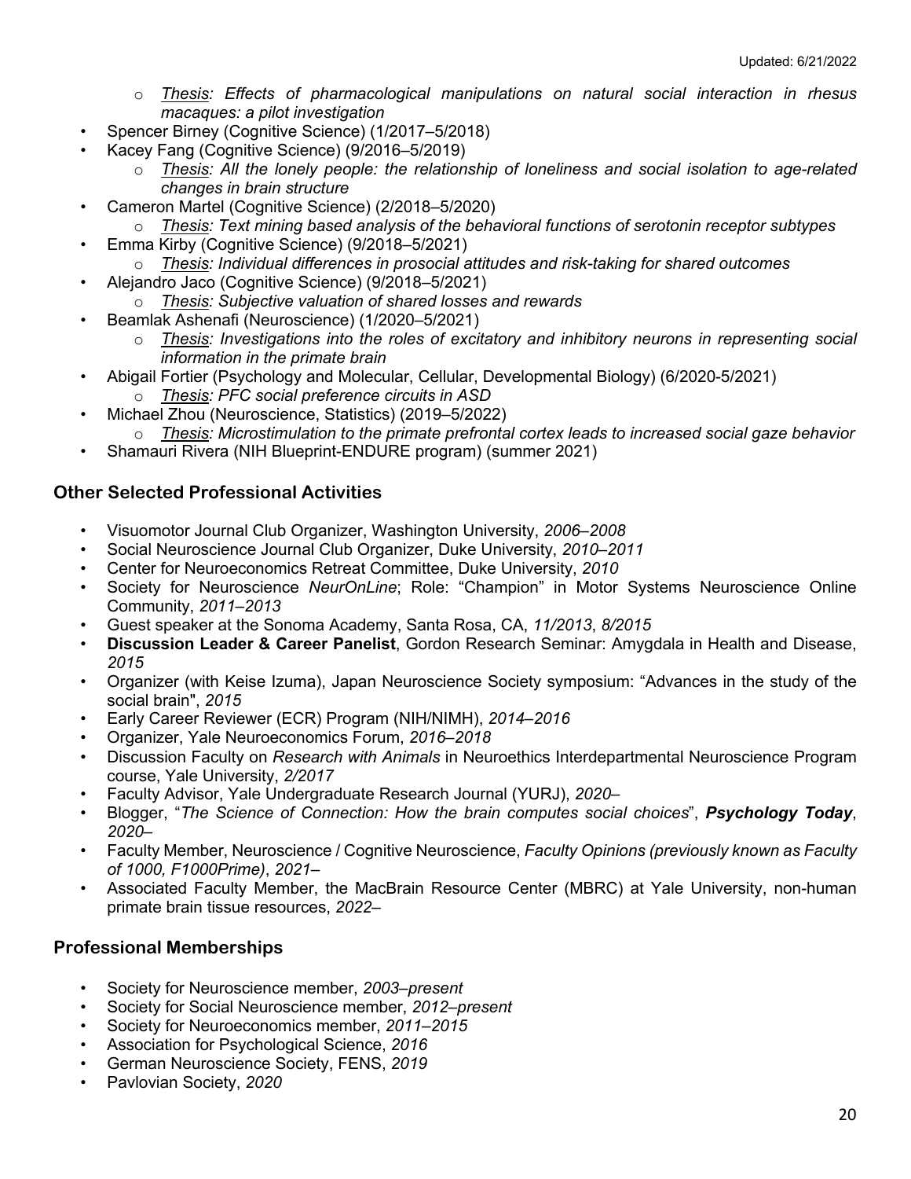- *Thesis: Effects of pharmacological manipulations on natural social interaction in rhesus macaques: a pilot investigation*

- Spencer Birney (Cognitive Science) (1/2017–5/2018)
- Kacey Fang (Cognitive Science) (9/2016–5/2019)
  - *Thesis: All the lonely people: the relationship of loneliness and social isolation to age-related changes in brain structure*
- Cameron Martel (Cognitive Science) (2/2018–5/2020)
  - *Thesis: Text mining based analysis of the behavioral functions of serotonin receptor subtypes*
- Emma Kirby (Cognitive Science) (9/2018–5/2021)
  - *Thesis: Individual differences in prosocial attitudes and risk-taking for shared outcomes*
- Alejandro Jaco (Cognitive Science) (9/2018–5/2021)
  - *Thesis: Subjective valuation of shared losses and rewards*
- Beamlak Ashenafi (Neuroscience) (1/2020–5/2021)
  - *Thesis: Investigations into the roles of excitatory and inhibitory neurons in representing social information in the primate brain*
- Abigail Fortier (Psychology and Molecular, Cellular, Developmental Biology) (6/2020-5/2021)
  - *Thesis: PFC social preference circuits in ASD*
- Michael Zhou (Neuroscience, Statistics) (2019–5/2022)
  - *Thesis: Microstimulation to the primate prefrontal cortex leads to increased social gaze behavior*
- Shamauri Rivera (NIH Blueprint-ENDURE program) (summer 2021)

## Other Selected Professional Activities

- Visuomotor Journal Club Organizer, Washington University, *2006–2008*
- Social Neuroscience Journal Club Organizer, Duke University, *2010–2011*
- Center for Neuroeconomics Retreat Committee, Duke University, *2010*
- Society for Neuroscience *NeurOnLine*; Role: "Champion" in Motor Systems Neuroscience Online Community, *2011–2013*
- Guest speaker at the Sonoma Academy, Santa Rosa, CA, *11/2013*, *8/2015*
- **Discussion Leader & Career Panelist**, Gordon Research Seminar: Amygdala in Health and Disease, *2015*
- Organizer (with Keise Izuma), Japan Neuroscience Society symposium: "Advances in the study of the social brain", *2015*
- Early Career Reviewer (ECR) Program (NIH/NIMH), *2014–2016*
- Organizer, Yale Neuroeconomics Forum, *2016–2018*
- Discussion Faculty on *Research with Animals* in Neuroethics Interdepartmental Neuroscience Program course, Yale University, *2/2017*
- Faculty Advisor, Yale Undergraduate Research Journal (YURJ), *2020–*
- Blogger, "*The Science of Connection: How the brain computes social choices*", ***Psychology Today***, *2020–*
- Faculty Member, Neuroscience / Cognitive Neuroscience, *Faculty Opinions (previously known as Faculty of 1000, F1000Prime)*, *2021–*
- Associated Faculty Member, the MacBrain Resource Center (MBRC) at Yale University, non-human primate brain tissue resources, *2022–*

## Professional Memberships

- Society for Neuroscience member, *2003–present*
- Society for Social Neuroscience member, *2012–present*
- Society for Neuroeconomics member, *2011–2015*
- Association for Psychological Science, *2016*
- German Neuroscience Society, FENS, *2019*
- Pavlovian Society, *2020*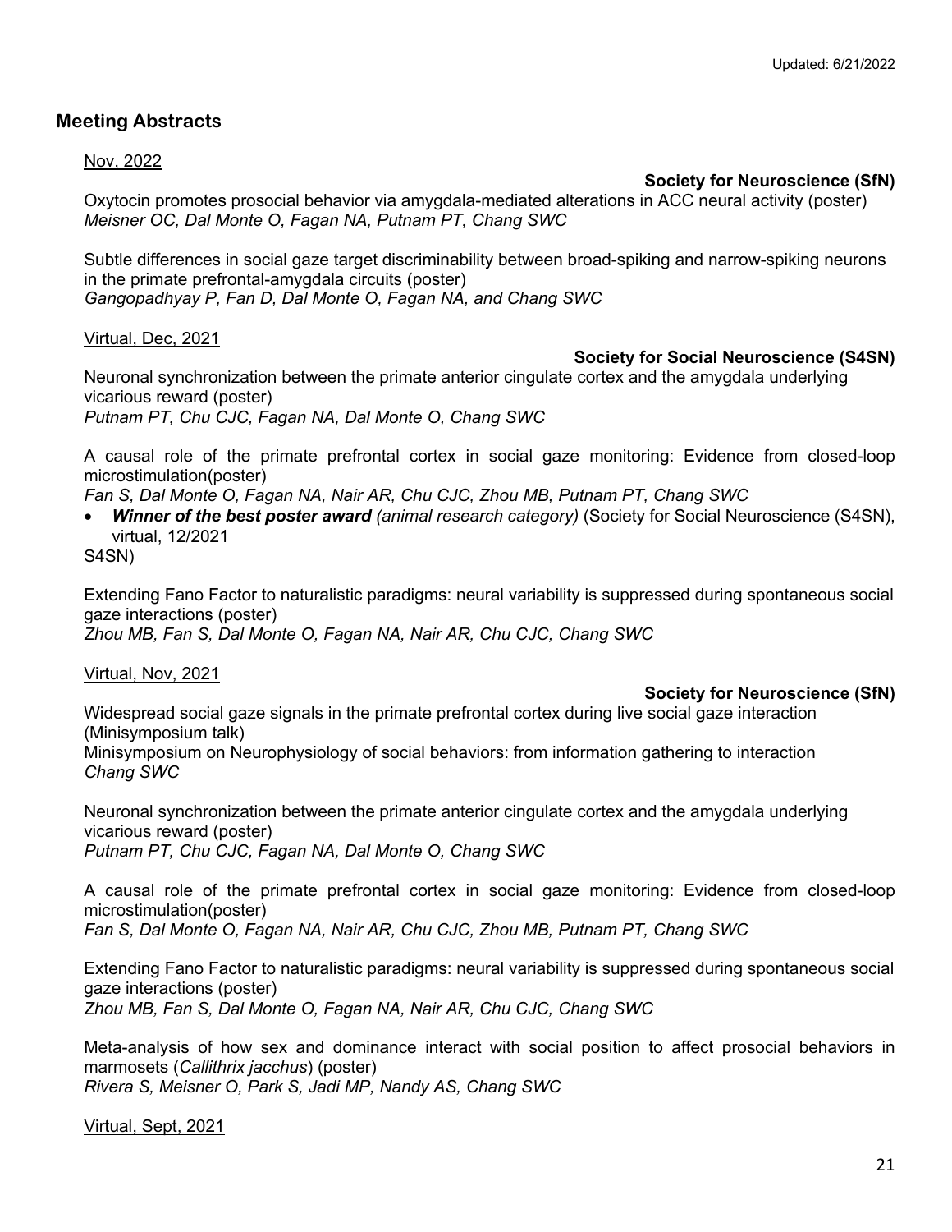Updated: 6/21/2022

## Meeting Abstracts

Nov, 2022

**Society for Neuroscience (SfN)**

Oxytocin promotes prosocial behavior via amygdala-mediated alterations in ACC neural activity (poster)
*Meisner OC, Dal Monte O, Fagan NA, Putnam PT, Chang SWC*

Subtle differences in social gaze target discriminability between broad-spiking and narrow-spiking neurons in the primate prefrontal-amygdala circuits (poster)
*Gangopadhyay P, Fan D, Dal Monte O, Fagan NA, and Chang SWC*

Virtual, Dec, 2021

**Society for Social Neuroscience (S4SN)**

Neuronal synchronization between the primate anterior cingulate cortex and the amygdala underlying vicarious reward (poster)
*Putnam PT, Chu CJC, Fagan NA, Dal Monte O, Chang SWC*

A causal role of the primate prefrontal cortex in social gaze monitoring: Evidence from closed-loop microstimulation(poster)
*Fan S, Dal Monte O, Fagan NA, Nair AR, Chu CJC, Zhou MB, Putnam PT, Chang SWC*

- ***Winner of the best poster award*** *(animal research category)* (Society for Social Neuroscience (S4SN), virtual, 12/2021

S4SN)

Extending Fano Factor to naturalistic paradigms: neural variability is suppressed during spontaneous social gaze interactions (poster)
*Zhou MB, Fan S, Dal Monte O, Fagan NA, Nair AR, Chu CJC, Chang SWC*

Virtual, Nov, 2021

**Society for Neuroscience (SfN)**

Widespread social gaze signals in the primate prefrontal cortex during live social gaze interaction (Minisymposium talk)
Minisymposium on Neurophysiology of social behaviors: from information gathering to interaction
*Chang SWC*

Neuronal synchronization between the primate anterior cingulate cortex and the amygdala underlying vicarious reward (poster)
*Putnam PT, Chu CJC, Fagan NA, Dal Monte O, Chang SWC*

A causal role of the primate prefrontal cortex in social gaze monitoring: Evidence from closed-loop microstimulation(poster)
*Fan S, Dal Monte O, Fagan NA, Nair AR, Chu CJC, Zhou MB, Putnam PT, Chang SWC*

Extending Fano Factor to naturalistic paradigms: neural variability is suppressed during spontaneous social gaze interactions (poster)
*Zhou MB, Fan S, Dal Monte O, Fagan NA, Nair AR, Chu CJC, Chang SWC*

Meta-analysis of how sex and dominance interact with social position to affect prosocial behaviors in marmosets (*Callithrix jacchus*) (poster)
*Rivera S, Meisner O, Park S, Jadi MP, Nandy AS, Chang SWC*

Virtual, Sept, 2021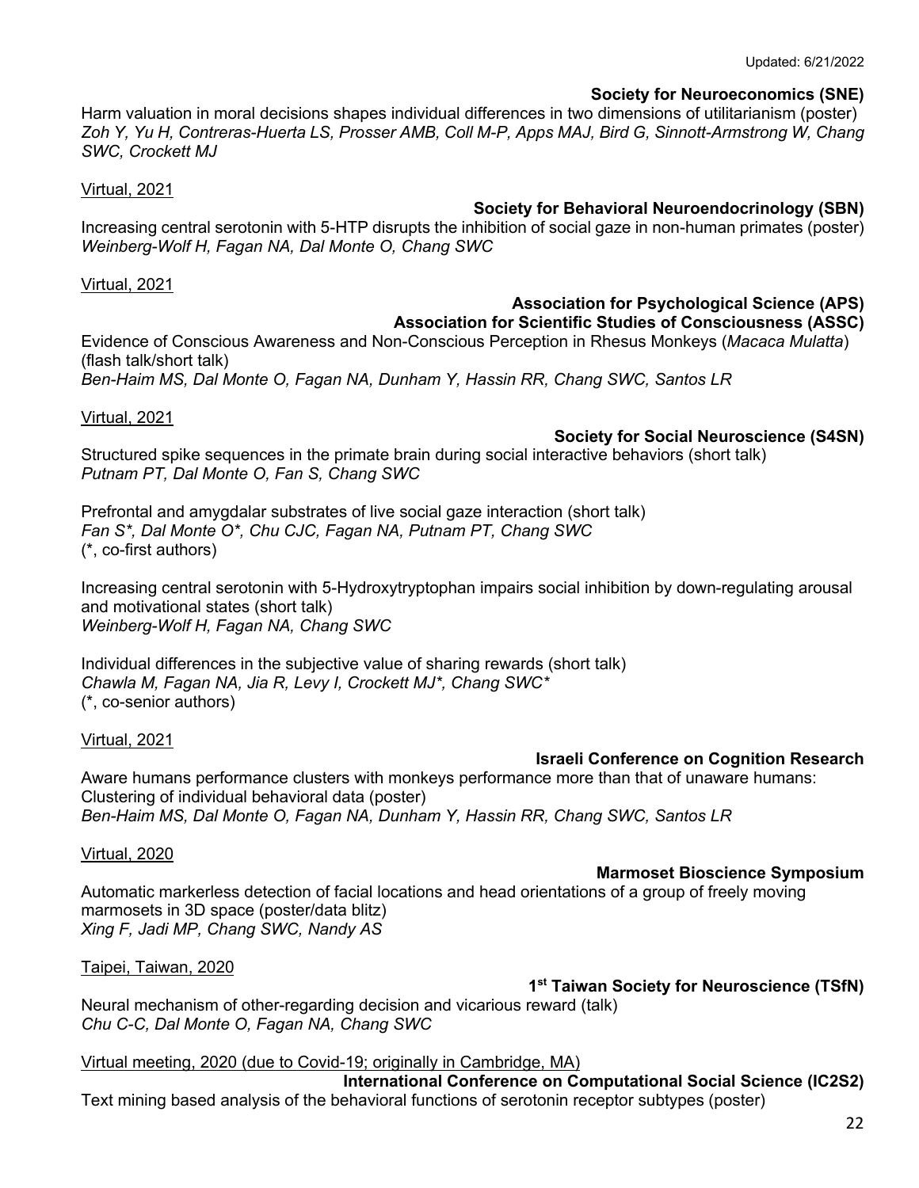**Society for Neuroeconomics (SNE)**

Harm valuation in moral decisions shapes individual differences in two dimensions of utilitarianism (poster)
*Zoh Y, Yu H, Contreras-Huerta LS, Prosser AMB, Coll M-P, Apps MAJ, Bird G, Sinnott-Armstrong W, Chang SWC, Crockett MJ*

Virtual, 2021

**Society for Behavioral Neuroendocrinology (SBN)**

Increasing central serotonin with 5-HTP disrupts the inhibition of social gaze in non-human primates (poster)
*Weinberg-Wolf H, Fagan NA, Dal Monte O, Chang SWC*

Virtual, 2021

**Association for Psychological Science (APS)**
**Association for Scientific Studies of Consciousness (ASSC)**

Evidence of Conscious Awareness and Non-Conscious Perception in Rhesus Monkeys (*Macaca Mulatta*) (flash talk/short talk)
*Ben-Haim MS, Dal Monte O, Fagan NA, Dunham Y, Hassin RR, Chang SWC, Santos LR*

Virtual, 2021

**Society for Social Neuroscience (S4SN)**

Structured spike sequences in the primate brain during social interactive behaviors (short talk)
*Putnam PT, Dal Monte O, Fan S, Chang SWC*

Prefrontal and amygdalar substrates of live social gaze interaction (short talk)
*Fan S*, Dal Monte O*, Chu CJC, Fagan NA, Putnam PT, Chang SWC*
(*, co-first authors)

Increasing central serotonin with 5-Hydroxytryptophan impairs social inhibition by down-regulating arousal and motivational states (short talk)
*Weinberg-Wolf H, Fagan NA, Chang SWC*

Individual differences in the subjective value of sharing rewards (short talk)
*Chawla M, Fagan NA, Jia R, Levy I, Crockett MJ*, Chang SWC**
(*, co-senior authors)

Virtual, 2021

**Israeli Conference on Cognition Research**

Aware humans performance clusters with monkeys performance more than that of unaware humans: Clustering of individual behavioral data (poster)
*Ben-Haim MS, Dal Monte O, Fagan NA, Dunham Y, Hassin RR, Chang SWC, Santos LR*

Virtual, 2020

**Marmoset Bioscience Symposium**

Automatic markerless detection of facial locations and head orientations of a group of freely moving marmosets in 3D space (poster/data blitz)
*Xing F, Jadi MP, Chang SWC, Nandy AS*

Taipei, Taiwan, 2020

**1st Taiwan Society for Neuroscience (TSfN)**

Neural mechanism of other-regarding decision and vicarious reward (talk)
*Chu C-C, Dal Monte O, Fagan NA, Chang SWC*

Virtual meeting, 2020 (due to Covid-19; originally in Cambridge, MA)

**International Conference on Computational Social Science (IC2S2)**

Text mining based analysis of the behavioral functions of serotonin receptor subtypes (poster)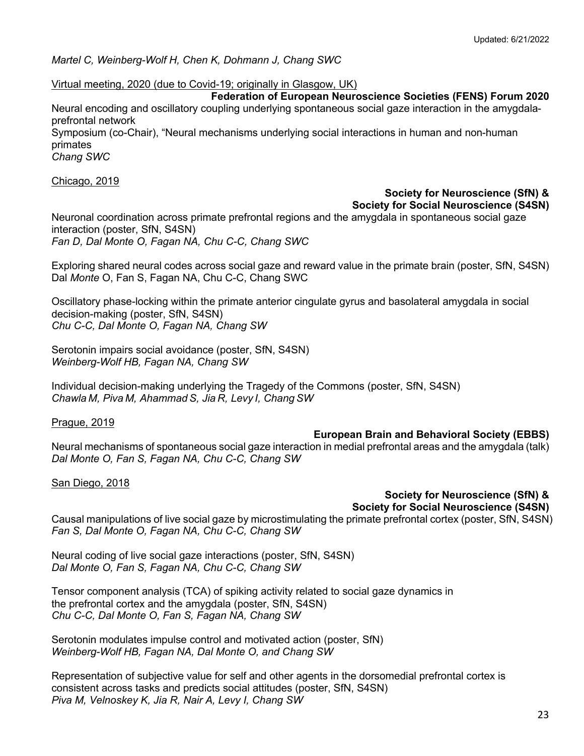*Martel C, Weinberg-Wolf H, Chen K, Dohmann J, Chang SWC*

Virtual meeting, 2020 (due to Covid-19; originally in Glasgow, UK)

**Federation of European Neuroscience Societies (FENS) Forum 2020**

Neural encoding and oscillatory coupling underlying spontaneous social gaze interaction in the amygdala-prefrontal network
Symposium (co-Chair), "Neural mechanisms underlying social interactions in human and non-human primates
*Chang SWC*

Chicago, 2019

**Society for Neuroscience (SfN) & Society for Social Neuroscience (S4SN)**

Neuronal coordination across primate prefrontal regions and the amygdala in spontaneous social gaze interaction (poster, SfN, S4SN)
*Fan D, Dal Monte O, Fagan NA, Chu C-C, Chang SWC*

Exploring shared neural codes across social gaze and reward value in the primate brain (poster, SfN, S4SN)
Dal *Monte* O, Fan S, Fagan NA, Chu C-C, Chang SWC

Oscillatory phase-locking within the primate anterior cingulate gyrus and basolateral amygdala in social decision-making (poster, SfN, S4SN)
*Chu C-C, Dal Monte O, Fagan NA, Chang SW*

Serotonin impairs social avoidance (poster, SfN, S4SN)
*Weinberg-Wolf HB, Fagan NA, Chang SW*

Individual decision-making underlying the Tragedy of the Commons (poster, SfN, S4SN)
*Chawla M, Piva M, Ahammad S, Jia R, Levy I, Chang SW*

Prague, 2019

**European Brain and Behavioral Society (EBBS)**

Neural mechanisms of spontaneous social gaze interaction in medial prefrontal areas and the amygdala (talk)
*Dal Monte O, Fan S, Fagan NA, Chu C-C, Chang SW*

San Diego, 2018

**Society for Neuroscience (SfN) & Society for Social Neuroscience (S4SN)**

Causal manipulations of live social gaze by microstimulating the primate prefrontal cortex (poster, SfN, S4SN)
*Fan S, Dal Monte O, Fagan NA, Chu C-C, Chang SW*

Neural coding of live social gaze interactions (poster, SfN, S4SN)
*Dal Monte O, Fan S, Fagan NA, Chu C-C, Chang SW*

Tensor component analysis (TCA) of spiking activity related to social gaze dynamics in the prefrontal cortex and the amygdala (poster, SfN, S4SN)
*Chu C-C, Dal Monte O, Fan S, Fagan NA, Chang SW*

Serotonin modulates impulse control and motivated action (poster, SfN)
*Weinberg-Wolf HB, Fagan NA, Dal Monte O, and Chang SW*

Representation of subjective value for self and other agents in the dorsomedial prefrontal cortex is consistent across tasks and predicts social attitudes (poster, SfN, S4SN)
*Piva M, Velnoskey K, Jia R, Nair A, Levy I, Chang SW*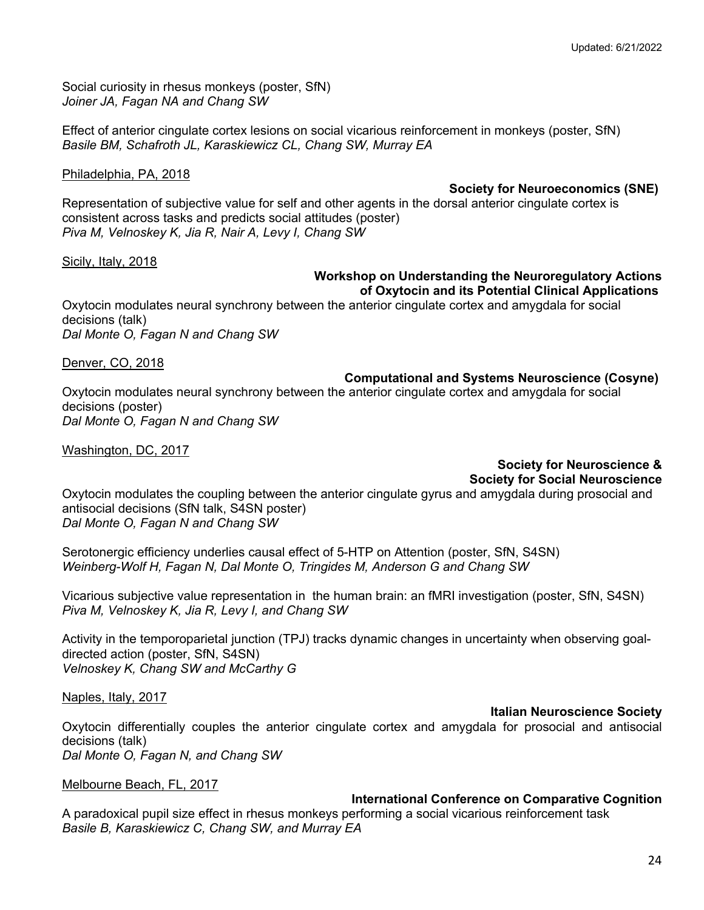Social curiosity in rhesus monkeys (poster, SfN)
*Joiner JA, Fagan NA and Chang SW*

Effect of anterior cingulate cortex lesions on social vicarious reinforcement in monkeys (poster, SfN)
*Basile BM, Schafroth JL, Karaskiewicz CL, Chang SW, Murray EA*

<u>Philadelphia, PA, 2018</u>

**Society for Neuroeconomics (SNE)**

Representation of subjective value for self and other agents in the dorsal anterior cingulate cortex is consistent across tasks and predicts social attitudes (poster)
*Piva M, Velnoskey K, Jia R, Nair A, Levy I, Chang SW*

<u>Sicily, Italy, 2018</u>

**Workshop on Understanding the Neuroregulatory Actions of Oxytocin and its Potential Clinical Applications**

Oxytocin modulates neural synchrony between the anterior cingulate cortex and amygdala for social decisions (talk)
*Dal Monte O, Fagan N and Chang SW*

<u>Denver, CO, 2018</u>

**Computational and Systems Neuroscience (Cosyne)**

Oxytocin modulates neural synchrony between the anterior cingulate cortex and amygdala for social decisions (poster)
*Dal Monte O, Fagan N and Chang SW*

<u>Washington, DC, 2017</u>

**Society for Neuroscience & Society for Social Neuroscience**

Oxytocin modulates the coupling between the anterior cingulate gyrus and amygdala during prosocial and antisocial decisions (SfN talk, S4SN poster)
*Dal Monte O, Fagan N and Chang SW*

Serotonergic efficiency underlies causal effect of 5-HTP on Attention (poster, SfN, S4SN)
*Weinberg-Wolf H, Fagan N, Dal Monte O, Tringides M, Anderson G and Chang SW*

Vicarious subjective value representation in the human brain: an fMRI investigation (poster, SfN, S4SN)
*Piva M, Velnoskey K, Jia R, Levy I, and Chang SW*

Activity in the temporoparietal junction (TPJ) tracks dynamic changes in uncertainty when observing goal-directed action (poster, SfN, S4SN)
*Velnoskey K, Chang SW and McCarthy G*

<u>Naples, Italy, 2017</u>

**Italian Neuroscience Society**

Oxytocin differentially couples the anterior cingulate cortex and amygdala for prosocial and antisocial decisions (talk)
*Dal Monte O, Fagan N, and Chang SW*

<u>Melbourne Beach, FL, 2017</u>

**International Conference on Comparative Cognition**

A paradoxical pupil size effect in rhesus monkeys performing a social vicarious reinforcement task
*Basile B, Karaskiewicz C, Chang SW, and Murray EA*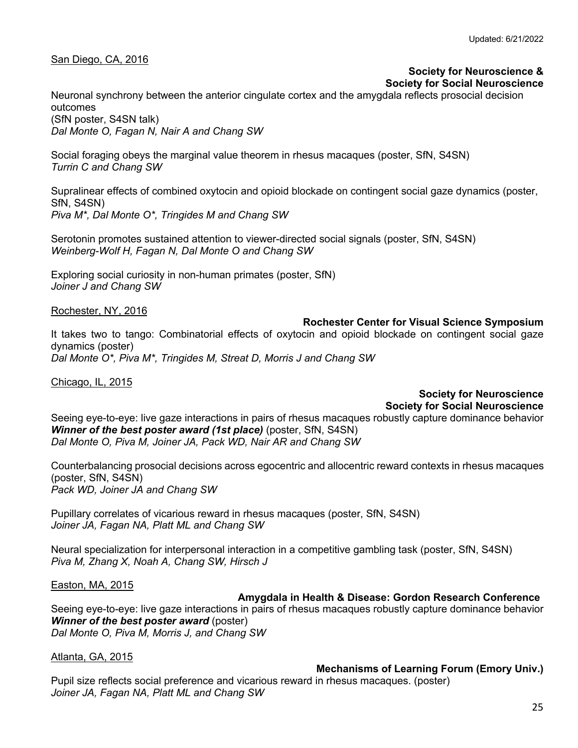San Diego, CA, 2016

**Society for Neuroscience & Society for Social Neuroscience**

Neuronal synchrony between the anterior cingulate cortex and the amygdala reflects prosocial decision outcomes
(SfN poster, S4SN talk)
*Dal Monte O, Fagan N, Nair A and Chang SW*

Social foraging obeys the marginal value theorem in rhesus macaques (poster, SfN, S4SN)
*Turrin C and Chang SW*

Supralinear effects of combined oxytocin and opioid blockade on contingent social gaze dynamics (poster, SfN, S4SN)
*Piva M*, Dal Monte O*, Tringides M and Chang SW*

Serotonin promotes sustained attention to viewer-directed social signals (poster, SfN, S4SN)
*Weinberg-Wolf H, Fagan N, Dal Monte O and Chang SW*

Exploring social curiosity in non-human primates (poster, SfN)
*Joiner J and Chang SW*

Rochester, NY, 2016

**Rochester Center for Visual Science Symposium**

It takes two to tango: Combinatorial effects of oxytocin and opioid blockade on contingent social gaze dynamics (poster)
*Dal Monte O*, Piva M*, Tringides M, Streat D, Morris J and Chang SW*

Chicago, IL, 2015

**Society for Neuroscience**
**Society for Social Neuroscience**

Seeing eye-to-eye: live gaze interactions in pairs of rhesus macaques robustly capture dominance behavior
***Winner of the best poster award (1st place)*** (poster, SfN, S4SN)
*Dal Monte O, Piva M, Joiner JA, Pack WD, Nair AR and Chang SW*

Counterbalancing prosocial decisions across egocentric and allocentric reward contexts in rhesus macaques (poster, SfN, S4SN)
*Pack WD, Joiner JA and Chang SW*

Pupillary correlates of vicarious reward in rhesus macaques (poster, SfN, S4SN)
*Joiner JA, Fagan NA, Platt ML and Chang SW*

Neural specialization for interpersonal interaction in a competitive gambling task (poster, SfN, S4SN)
*Piva M, Zhang X, Noah A, Chang SW, Hirsch J*

Easton, MA, 2015

**Amygdala in Health & Disease: Gordon Research Conference**

Seeing eye-to-eye: live gaze interactions in pairs of rhesus macaques robustly capture dominance behavior
***Winner of the best poster award*** (poster)
*Dal Monte O, Piva M, Morris J, and Chang SW*

Atlanta, GA, 2015

**Mechanisms of Learning Forum (Emory Univ.)**

Pupil size reflects social preference and vicarious reward in rhesus macaques. (poster)
*Joiner JA, Fagan NA, Platt ML and Chang SW*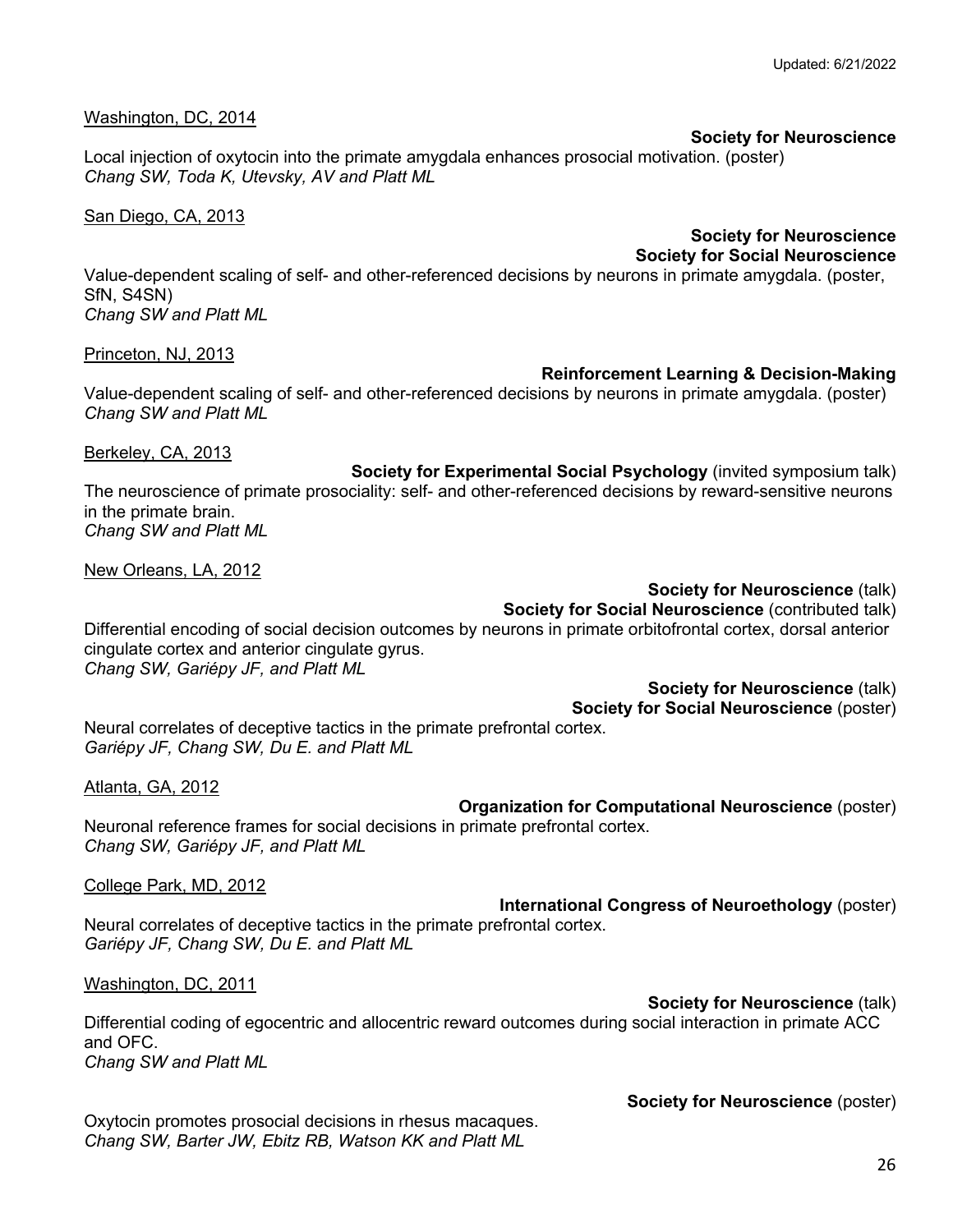Washington, DC, 2014

**Society for Neuroscience**

Local injection of oxytocin into the primate amygdala enhances prosocial motivation. (poster)
*Chang SW, Toda K, Utevsky, AV and Platt ML*

San Diego, CA, 2013

**Society for Neuroscience**
**Society for Social Neuroscience**

Value-dependent scaling of self- and other-referenced decisions by neurons in primate amygdala. (poster, SfN, S4SN)
*Chang SW and Platt ML*

Princeton, NJ, 2013

**Reinforcement Learning & Decision-Making**

Value-dependent scaling of self- and other-referenced decisions by neurons in primate amygdala. (poster)
*Chang SW and Platt ML*

Berkeley, CA, 2013

**Society for Experimental Social Psychology** (invited symposium talk)

The neuroscience of primate prosociality: self- and other-referenced decisions by reward-sensitive neurons in the primate brain.
*Chang SW and Platt ML*

New Orleans, LA, 2012

**Society for Neuroscience** (talk)
**Society for Social Neuroscience** (contributed talk)

Differential encoding of social decision outcomes by neurons in primate orbitofrontal cortex, dorsal anterior cingulate cortex and anterior cingulate gyrus.
*Chang SW, Gariépy JF, and Platt ML*

**Society for Neuroscience** (talk)
**Society for Social Neuroscience** (poster)

Neural correlates of deceptive tactics in the primate prefrontal cortex.
*Gariépy JF, Chang SW, Du E. and Platt ML*

Atlanta, GA, 2012

**Organization for Computational Neuroscience** (poster)

Neuronal reference frames for social decisions in primate prefrontal cortex.
*Chang SW, Gariépy JF, and Platt ML*

College Park, MD, 2012

**International Congress of Neuroethology** (poster)

Neural correlates of deceptive tactics in the primate prefrontal cortex.
*Gariépy JF, Chang SW, Du E. and Platt ML*

Washington, DC, 2011

**Society for Neuroscience** (talk)

Differential coding of egocentric and allocentric reward outcomes during social interaction in primate ACC and OFC.
*Chang SW and Platt ML*

**Society for Neuroscience** (poster)

Oxytocin promotes prosocial decisions in rhesus macaques.
*Chang SW, Barter JW, Ebitz RB, Watson KK and Platt ML*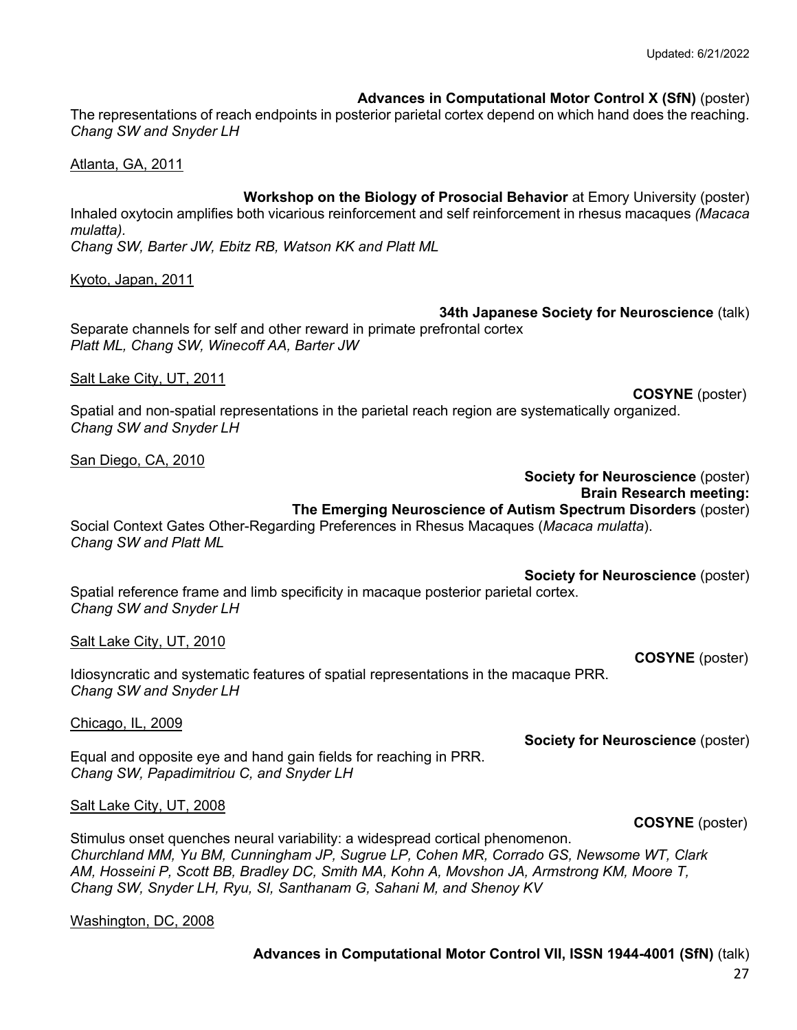**Advances in Computational Motor Control X (SfN)** (poster)
The representations of reach endpoints in posterior parietal cortex depend on which hand does the reaching.
*Chang SW and Snyder LH*

Atlanta, GA, 2011

**Workshop on the Biology of Prosocial Behavior** at Emory University (poster)
Inhaled oxytocin amplifies both vicarious reinforcement and self reinforcement in rhesus macaques *(Macaca mulatta)*.
*Chang SW, Barter JW, Ebitz RB, Watson KK and Platt ML*

Kyoto, Japan, 2011

**34th Japanese Society for Neuroscience** (talk)
Separate channels for self and other reward in primate prefrontal cortex
*Platt ML, Chang SW, Winecoff AA, Barter JW*

Salt Lake City, UT, 2011

**COSYNE** (poster)
Spatial and non-spatial representations in the parietal reach region are systematically organized.
*Chang SW and Snyder LH*

San Diego, CA, 2010

**Society for Neuroscience** (poster)
**Brain Research meeting:**
**The Emerging Neuroscience of Autism Spectrum Disorders** (poster)
Social Context Gates Other-Regarding Preferences in Rhesus Macaques (*Macaca mulatta*).
*Chang SW and Platt ML*

**Society for Neuroscience** (poster)
Spatial reference frame and limb specificity in macaque posterior parietal cortex.
*Chang SW and Snyder LH*

Salt Lake City, UT, 2010

**COSYNE** (poster)
Idiosyncratic and systematic features of spatial representations in the macaque PRR.
*Chang SW and Snyder LH*

Chicago, IL, 2009

**Society for Neuroscience** (poster)
Equal and opposite eye and hand gain fields for reaching in PRR.
*Chang SW, Papadimitriou C, and Snyder LH*

Salt Lake City, UT, 2008

**COSYNE** (poster)
Stimulus onset quenches neural variability: a widespread cortical phenomenon.
*Churchland MM, Yu BM, Cunningham JP, Sugrue LP, Cohen MR, Corrado GS, Newsome WT, Clark AM, Hosseini P, Scott BB, Bradley DC, Smith MA, Kohn A, Movshon JA, Armstrong KM, Moore T, Chang SW, Snyder LH, Ryu, SI, Santhanam G, Sahani M, and Shenoy KV*

Washington, DC, 2008

**Advances in Computational Motor Control VII, ISSN 1944-4001 (SfN)** (talk)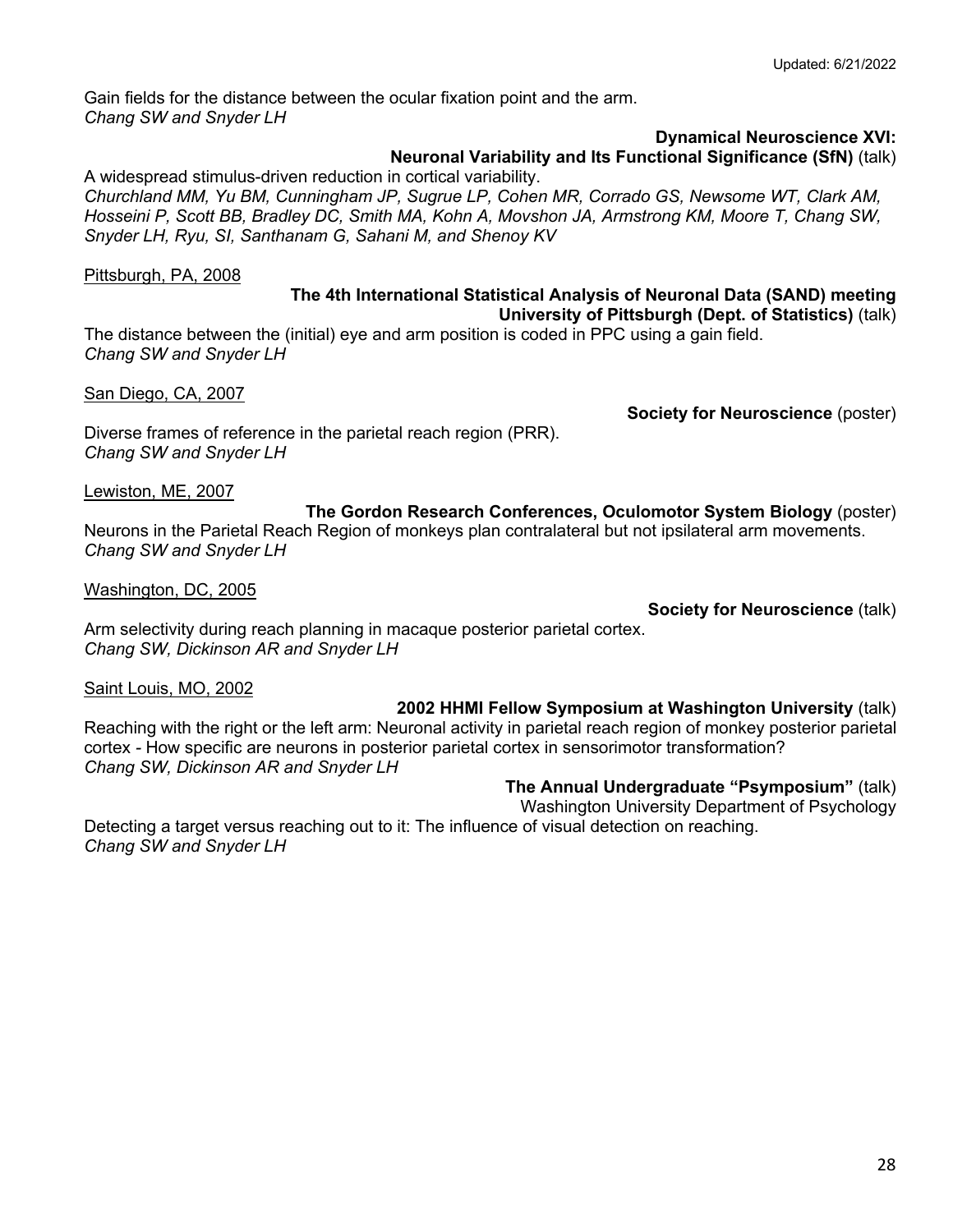Gain fields for the distance between the ocular fixation point and the arm.
*Chang SW and Snyder LH*

**Dynamical Neuroscience XVI: Neuronal Variability and Its Functional Significance (SfN)** (talk)

A widespread stimulus-driven reduction in cortical variability.
*Churchland MM, Yu BM, Cunningham JP, Sugrue LP, Cohen MR, Corrado GS, Newsome WT, Clark AM, Hosseini P, Scott BB, Bradley DC, Smith MA, Kohn A, Movshon JA, Armstrong KM, Moore T, Chang SW, Snyder LH, Ryu, SI, Santhanam G, Sahani M, and Shenoy KV*

Pittsburgh, PA, 2008

**The 4th International Statistical Analysis of Neuronal Data (SAND) meeting University of Pittsburgh (Dept. of Statistics)** (talk)

The distance between the (initial) eye and arm position is coded in PPC using a gain field.
*Chang SW and Snyder LH*

San Diego, CA, 2007

**Society for Neuroscience** (poster)

Diverse frames of reference in the parietal reach region (PRR).
*Chang SW and Snyder LH*

Lewiston, ME, 2007

**The Gordon Research Conferences, Oculomotor System Biology** (poster)

Neurons in the Parietal Reach Region of monkeys plan contralateral but not ipsilateral arm movements.
*Chang SW and Snyder LH*

Washington, DC, 2005

**Society for Neuroscience** (talk)

Arm selectivity during reach planning in macaque posterior parietal cortex.
*Chang SW, Dickinson AR and Snyder LH*

Saint Louis, MO, 2002

**2002 HHMI Fellow Symposium at Washington University** (talk)

Reaching with the right or the left arm: Neuronal activity in parietal reach region of monkey posterior parietal cortex - How specific are neurons in posterior parietal cortex in sensorimotor transformation?
*Chang SW, Dickinson AR and Snyder LH*

**The Annual Undergraduate "Psymposium"** (talk)
Washington University Department of Psychology

Detecting a target versus reaching out to it: The influence of visual detection on reaching.
*Chang SW and Snyder LH*